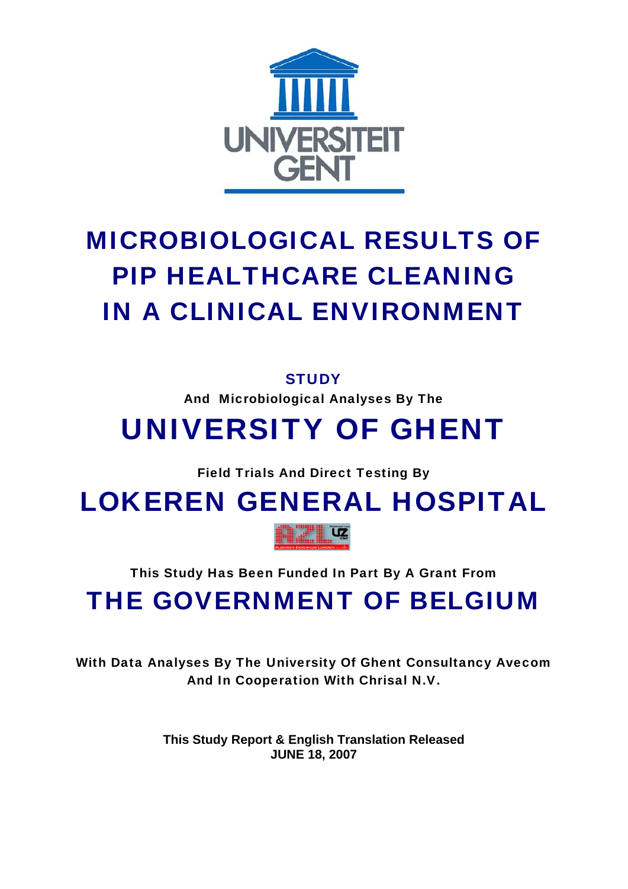UNIVERSITEIT GENT

# MICROBIOLOGICAL RESULTS OF PIP HEALTHCARE CLEANING IN A CLINICAL ENVIRONMENT

**STUDY**

**And Microbiological Analyses By The**

## UNIVERSITY OF GHENT

**Field Trials And Direct Testing By**

## LOKEREN GENERAL HOSPITAL

**This Study Has Been Funded In Part By A Grant From**

## THE GOVERNMENT OF BELGIUM

**With Data Analyses By The University Of Ghent Consultancy Avecom And In Cooperation With Chrisal N.V.**

**This Study Report & English Translation Released**
**JUNE 18, 2007**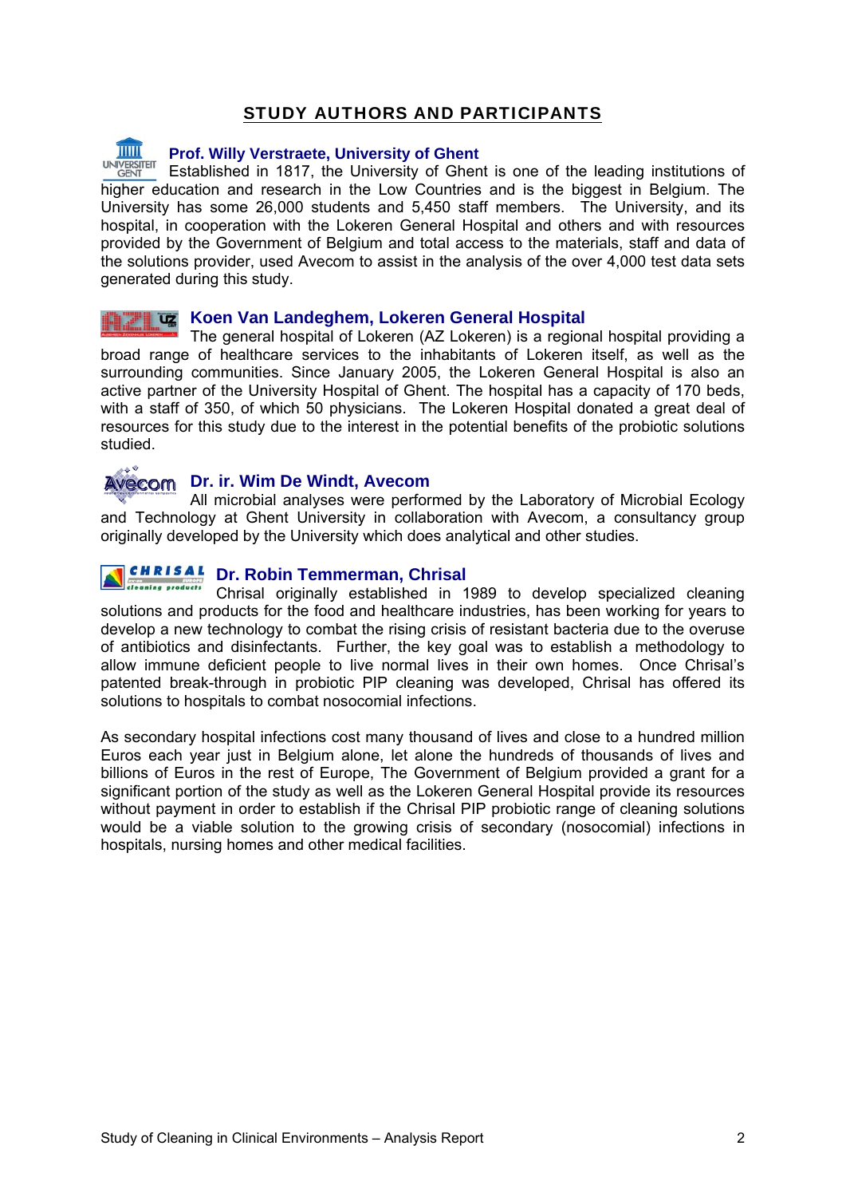## STUDY AUTHORS AND PARTICIPANTS

### Prof. Willy Verstraete, University of Ghent

Established in 1817, the University of Ghent is one of the leading institutions of higher education and research in the Low Countries and is the biggest in Belgium. The University has some 26,000 students and 5,450 staff members. The University, and its hospital, in cooperation with the Lokeren General Hospital and others and with resources provided by the Government of Belgium and total access to the materials, staff and data of the solutions provider, used Avecom to assist in the analysis of the over 4,000 test data sets generated during this study.

### Koen Van Landeghem, Lokeren General Hospital

The general hospital of Lokeren (AZ Lokeren) is a regional hospital providing a broad range of healthcare services to the inhabitants of Lokeren itself, as well as the surrounding communities. Since January 2005, the Lokeren General Hospital is also an active partner of the University Hospital of Ghent. The hospital has a capacity of 170 beds, with a staff of 350, of which 50 physicians. The Lokeren Hospital donated a great deal of resources for this study due to the interest in the potential benefits of the probiotic solutions studied.

### Dr. ir. Wim De Windt, Avecom

All microbial analyses were performed by the Laboratory of Microbial Ecology and Technology at Ghent University in collaboration with Avecom, a consultancy group originally developed by the University which does analytical and other studies.

### Dr. Robin Temmerman, Chrisal

Chrisal originally established in 1989 to develop specialized cleaning solutions and products for the food and healthcare industries, has been working for years to develop a new technology to combat the rising crisis of resistant bacteria due to the overuse of antibiotics and disinfectants. Further, the key goal was to establish a methodology to allow immune deficient people to live normal lives in their own homes. Once Chrisal's patented break-through in probiotic PIP cleaning was developed, Chrisal has offered its solutions to hospitals to combat nosocomial infections.

As secondary hospital infections cost many thousand of lives and close to a hundred million Euros each year just in Belgium alone, let alone the hundreds of thousands of lives and billions of Euros in the rest of Europe, The Government of Belgium provided a grant for a significant portion of the study as well as the Lokeren General Hospital provide its resources without payment in order to establish if the Chrisal PIP probiotic range of cleaning solutions would be a viable solution to the growing crisis of secondary (nosocomial) infections in hospitals, nursing homes and other medical facilities.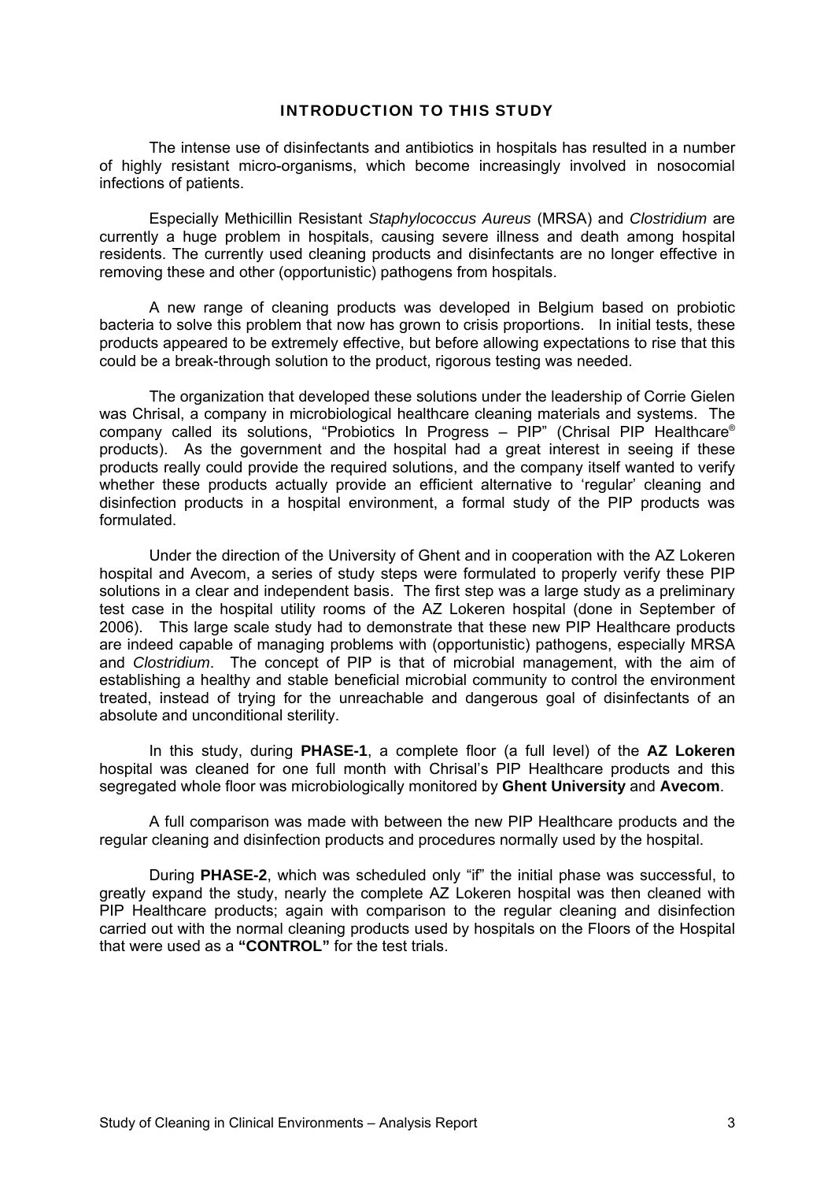## INTRODUCTION TO THIS STUDY

The intense use of disinfectants and antibiotics in hospitals has resulted in a number of highly resistant micro-organisms, which become increasingly involved in nosocomial infections of patients.

Especially Methicillin Resistant *Staphylococcus Aureus* (MRSA) and *Clostridium* are currently a huge problem in hospitals, causing severe illness and death among hospital residents. The currently used cleaning products and disinfectants are no longer effective in removing these and other (opportunistic) pathogens from hospitals.

A new range of cleaning products was developed in Belgium based on probiotic bacteria to solve this problem that now has grown to crisis proportions. In initial tests, these products appeared to be extremely effective, but before allowing expectations to rise that this could be a break-through solution to the product, rigorous testing was needed.

The organization that developed these solutions under the leadership of Corrie Gielen was Chrisal, a company in microbiological healthcare cleaning materials and systems. The company called its solutions, "Probiotics In Progress – PIP" (Chrisal PIP Healthcare® products). As the government and the hospital had a great interest in seeing if these products really could provide the required solutions, and the company itself wanted to verify whether these products actually provide an efficient alternative to 'regular' cleaning and disinfection products in a hospital environment, a formal study of the PIP products was formulated.

Under the direction of the University of Ghent and in cooperation with the AZ Lokeren hospital and Avecom, a series of study steps were formulated to properly verify these PIP solutions in a clear and independent basis. The first step was a large study as a preliminary test case in the hospital utility rooms of the AZ Lokeren hospital (done in September of 2006). This large scale study had to demonstrate that these new PIP Healthcare products are indeed capable of managing problems with (opportunistic) pathogens, especially MRSA and *Clostridium*. The concept of PIP is that of microbial management, with the aim of establishing a healthy and stable beneficial microbial community to control the environment treated, instead of trying for the unreachable and dangerous goal of disinfectants of an absolute and unconditional sterility.

In this study, during **PHASE-1**, a complete floor (a full level) of the **AZ Lokeren** hospital was cleaned for one full month with Chrisal's PIP Healthcare products and this segregated whole floor was microbiologically monitored by **Ghent University** and **Avecom**.

A full comparison was made with between the new PIP Healthcare products and the regular cleaning and disinfection products and procedures normally used by the hospital.

During **PHASE-2**, which was scheduled only "if" the initial phase was successful, to greatly expand the study, nearly the complete AZ Lokeren hospital was then cleaned with PIP Healthcare products; again with comparison to the regular cleaning and disinfection carried out with the normal cleaning products used by hospitals on the Floors of the Hospital that were used as a **"CONTROL"** for the test trials.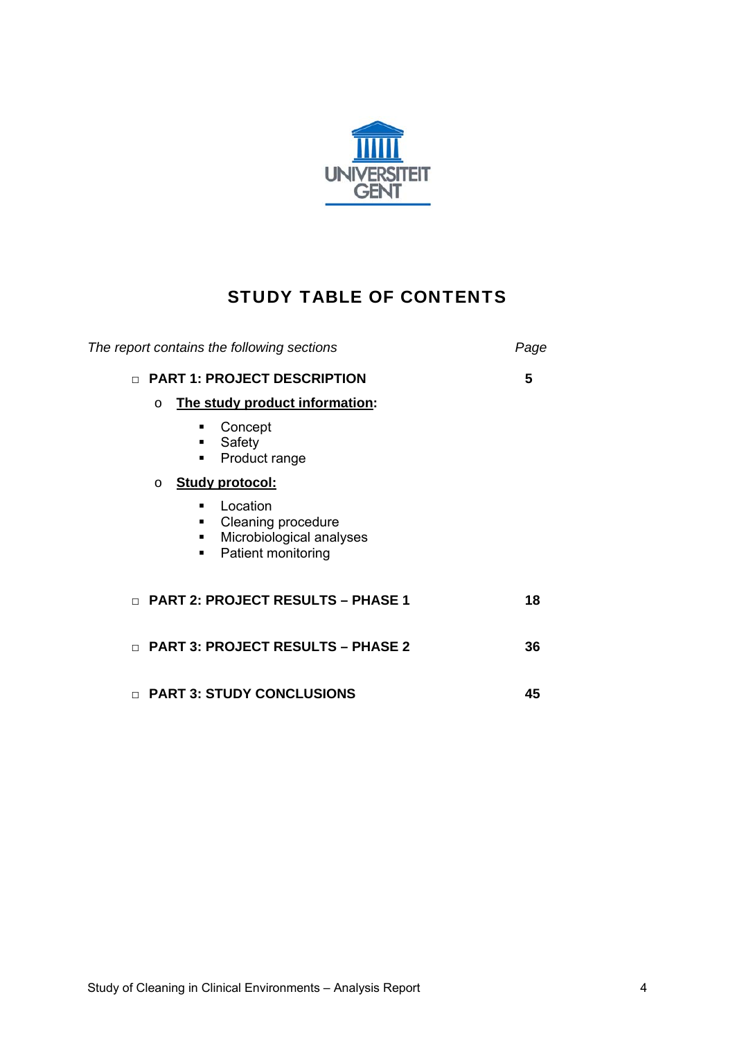UNIVERSITEIT GENT

# STUDY TABLE OF CONTENTS

| *The report contains the following sections* | *Page* |
|---|---|
| **PART 1: PROJECT DESCRIPTION** | **5** |
| **PART 2: PROJECT RESULTS – PHASE 1** | **18** |
| **PART 3: PROJECT RESULTS – PHASE 2** | **36** |
| **PART 3: STUDY CONCLUSIONS** | **45** |

- **PART 1: PROJECT DESCRIPTION** — **5**
  - **The study product information:**
    - Concept
    - Safety
    - Product range
  - **Study protocol:**
    - Location
    - Cleaning procedure
    - Microbiological analyses
    - Patient monitoring
- **PART 2: PROJECT RESULTS – PHASE 1** — **18**
- **PART 3: PROJECT RESULTS – PHASE 2** — **36**
- **PART 3: STUDY CONCLUSIONS** — **45**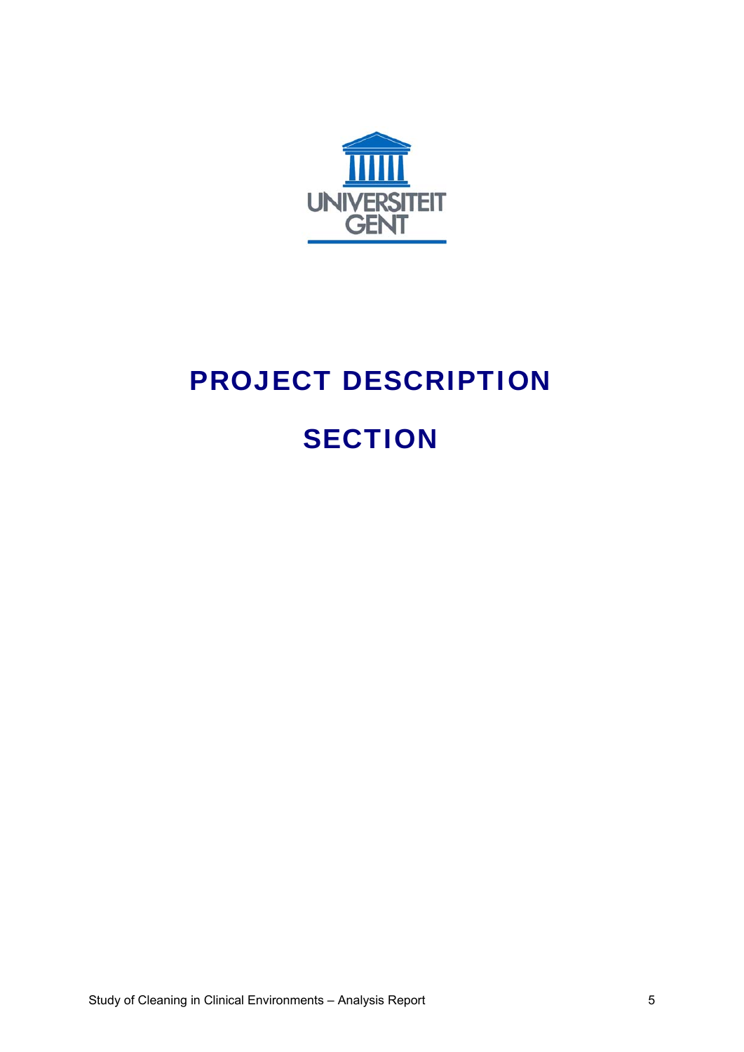# PROJECT DESCRIPTION SECTION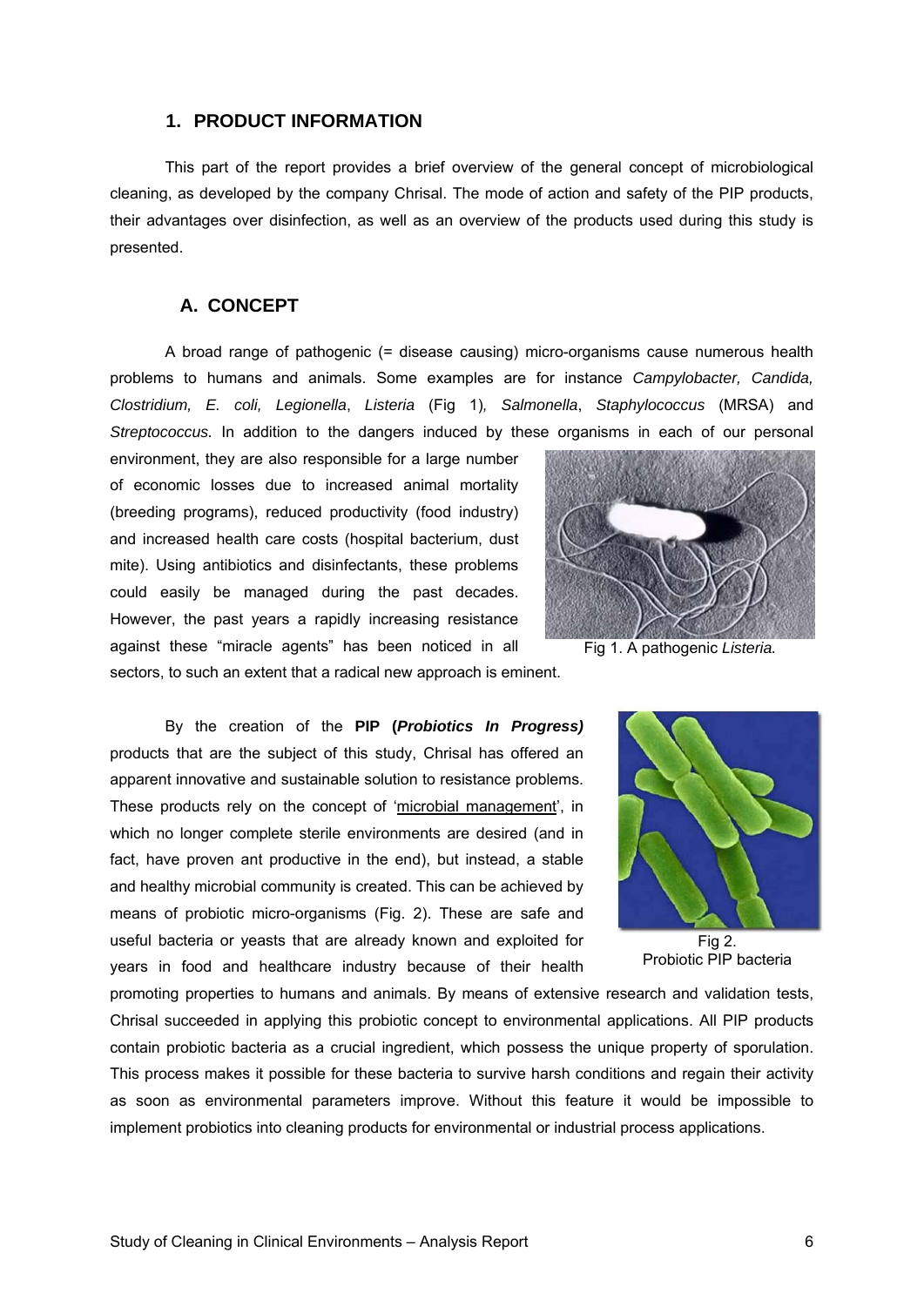## 1. PRODUCT INFORMATION

This part of the report provides a brief overview of the general concept of microbiological cleaning, as developed by the company Chrisal. The mode of action and safety of the PIP products, their advantages over disinfection, as well as an overview of the products used during this study is presented.

### A. CONCEPT

A broad range of pathogenic (= disease causing) micro-organisms cause numerous health problems to humans and animals. Some examples are for instance *Campylobacter, Candida, Clostridium, E. coli, Legionella*, *Listeria* (Fig 1), *Salmonella*, *Staphylococcus* (MRSA) and *Streptococcus.* In addition to the dangers induced by these organisms in each of our personal environment, they are also responsible for a large number of economic losses due to increased animal mortality (breeding programs), reduced productivity (food industry) and increased health care costs (hospital bacterium, dust mite). Using antibiotics and disinfectants, these problems could easily be managed during the past decades. However, the past years a rapidly increasing resistance against these "miracle agents" has been noticed in all sectors, to such an extent that a radical new approach is eminent.

Fig 1. A pathogenic *Listeria.*

By the creation of the **PIP (*Probiotics In Progress)*** products that are the subject of this study, Chrisal has offered an apparent innovative and sustainable solution to resistance problems. These products rely on the concept of 'microbial management', in which no longer complete sterile environments are desired (and in fact, have proven ant productive in the end), but instead, a stable and healthy microbial community is created. This can be achieved by means of probiotic micro-organisms (Fig. 2). These are safe and useful bacteria or yeasts that are already known and exploited for years in food and healthcare industry because of their health promoting properties to humans and animals. By means of extensive research and validation tests, Chrisal succeeded in applying this probiotic concept to environmental applications. All PIP products contain probiotic bacteria as a crucial ingredient, which possess the unique property of sporulation. This process makes it possible for these bacteria to survive harsh conditions and regain their activity as soon as environmental parameters improve. Without this feature it would be impossible to implement probiotics into cleaning products for environmental or industrial process applications.

Fig 2.
Probiotic PIP bacteria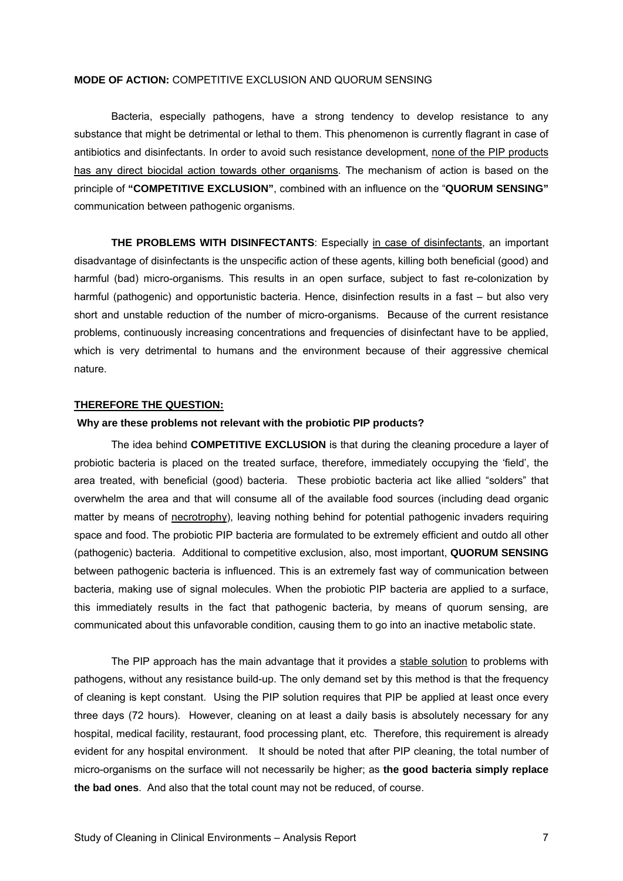**MODE OF ACTION:** COMPETITIVE EXCLUSION AND QUORUM SENSING

Bacteria, especially pathogens, have a strong tendency to develop resistance to any substance that might be detrimental or lethal to them. This phenomenon is currently flagrant in case of antibiotics and disinfectants. In order to avoid such resistance development, <u>none of the PIP products has any direct biocidal action towards other organisms</u>. The mechanism of action is based on the principle of **"COMPETITIVE EXCLUSION"**, combined with an influence on the "**QUORUM SENSING"** communication between pathogenic organisms.

**THE PROBLEMS WITH DISINFECTANTS**: Especially <u>in case of disinfectants</u>, an important disadvantage of disinfectants is the unspecific action of these agents, killing both beneficial (good) and harmful (bad) micro-organisms. This results in an open surface, subject to fast re-colonization by harmful (pathogenic) and opportunistic bacteria. Hence, disinfection results in a fast – but also very short and unstable reduction of the number of micro-organisms. Because of the current resistance problems, continuously increasing concentrations and frequencies of disinfectant have to be applied, which is very detrimental to humans and the environment because of their aggressive chemical nature.

**<u>THEREFORE THE QUESTION:</u>**

**Why are these problems not relevant with the probiotic PIP products?**

The idea behind **COMPETITIVE EXCLUSION** is that during the cleaning procedure a layer of probiotic bacteria is placed on the treated surface, therefore, immediately occupying the 'field', the area treated, with beneficial (good) bacteria. These probiotic bacteria act like allied "solders" that overwhelm the area and that will consume all of the available food sources (including dead organic matter by means of <u>necrotrophy</u>), leaving nothing behind for potential pathogenic invaders requiring space and food. The probiotic PIP bacteria are formulated to be extremely efficient and outdo all other (pathogenic) bacteria. Additional to competitive exclusion, also, most important, **QUORUM SENSING** between pathogenic bacteria is influenced. This is an extremely fast way of communication between bacteria, making use of signal molecules. When the probiotic PIP bacteria are applied to a surface, this immediately results in the fact that pathogenic bacteria, by means of quorum sensing, are communicated about this unfavorable condition, causing them to go into an inactive metabolic state.

The PIP approach has the main advantage that it provides a <u>stable solution</u> to problems with pathogens, without any resistance build-up. The only demand set by this method is that the frequency of cleaning is kept constant. Using the PIP solution requires that PIP be applied at least once every three days (72 hours). However, cleaning on at least a daily basis is absolutely necessary for any hospital, medical facility, restaurant, food processing plant, etc. Therefore, this requirement is already evident for any hospital environment. It should be noted that after PIP cleaning, the total number of micro-organisms on the surface will not necessarily be higher; as **the good bacteria simply replace the bad ones**. And also that the total count may not be reduced, of course.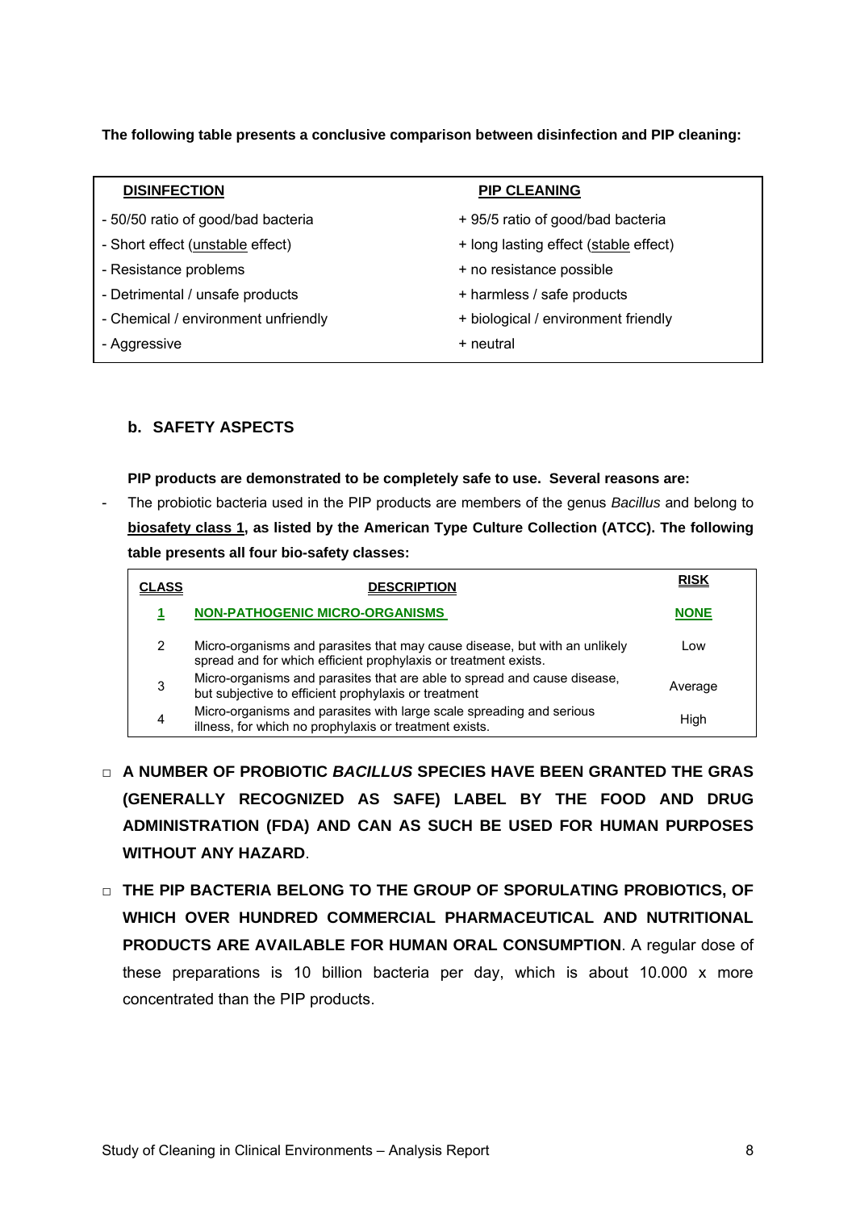**The following table presents a conclusive comparison between disinfection and PIP cleaning:**

| DISINFECTION | PIP CLEANING |
|---|---|
| - 50/50 ratio of good/bad bacteria | + 95/5 ratio of good/bad bacteria |
| - Short effect (unstable effect) | + long lasting effect (stable effect) |
| - Resistance problems | + no resistance possible |
| - Detrimental / unsafe products | + harmless / safe products |
| - Chemical / environment unfriendly | + biological / environment friendly |
| - Aggressive | + neutral |

### b. SAFETY ASPECTS

**PIP products are demonstrated to be completely safe to use. Several reasons are:**

- The probiotic bacteria used in the PIP products are members of the genus *Bacillus* and belong to **biosafety class 1, as listed by the American Type Culture Collection (ATCC). The following table presents all four bio-safety classes:**

| CLASS | DESCRIPTION | RISK |
|---|---|---|
| **1** | **NON-PATHOGENIC MICRO-ORGANISMS** | **NONE** |
| 2 | Micro-organisms and parasites that may cause disease, but with an unlikely spread and for which efficient prophylaxis or treatment exists. | Low |
| 3 | Micro-organisms and parasites that are able to spread and cause disease, but subjective to efficient prophylaxis or treatment | Average |
| 4 | Micro-organisms and parasites with large scale spreading and serious illness, for which no prophylaxis or treatment exists. | High |

- **A NUMBER OF PROBIOTIC *BACILLUS* SPECIES HAVE BEEN GRANTED THE GRAS (GENERALLY RECOGNIZED AS SAFE) LABEL BY THE FOOD AND DRUG ADMINISTRATION (FDA) AND CAN AS SUCH BE USED FOR HUMAN PURPOSES WITHOUT ANY HAZARD**.

- **THE PIP BACTERIA BELONG TO THE GROUP OF SPORULATING PROBIOTICS, OF WHICH OVER HUNDRED COMMERCIAL PHARMACEUTICAL AND NUTRITIONAL PRODUCTS ARE AVAILABLE FOR HUMAN ORAL CONSUMPTION**. A regular dose of these preparations is 10 billion bacteria per day, which is about 10.000 x more concentrated than the PIP products.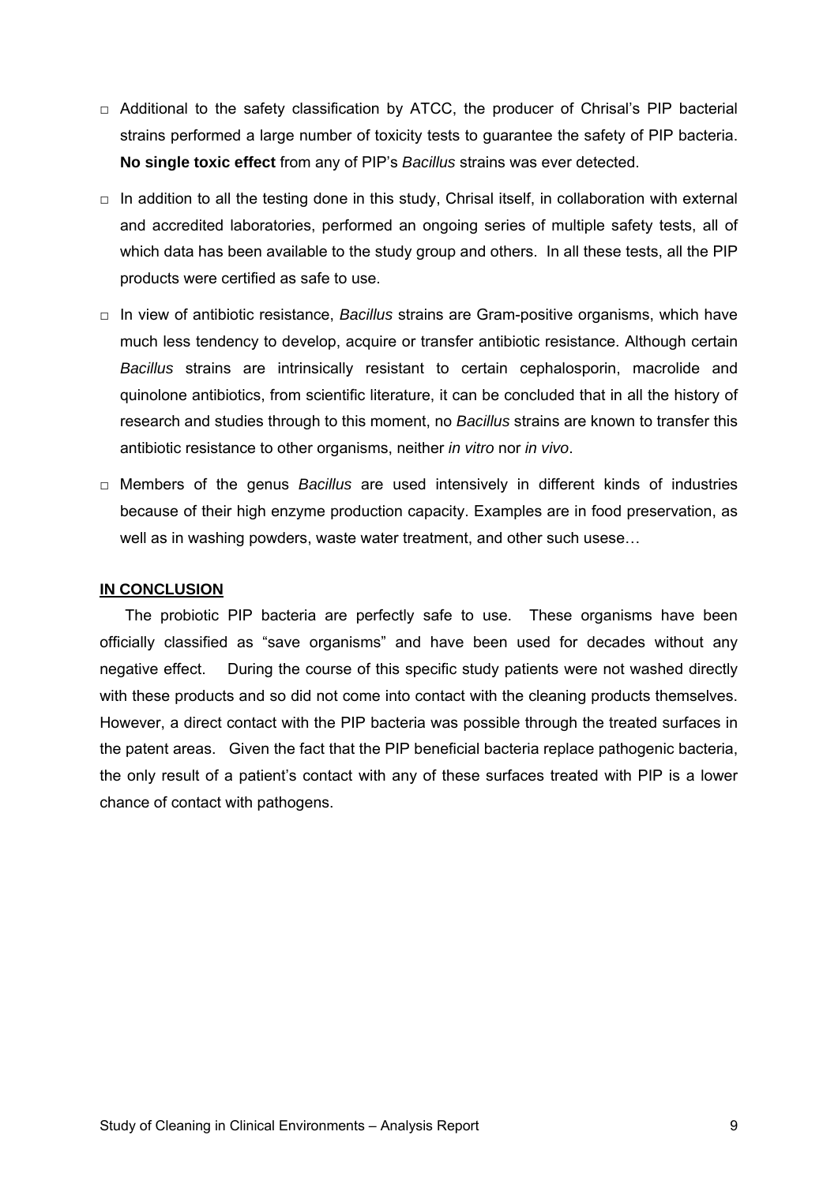- Additional to the safety classification by ATCC, the producer of Chrisal's PIP bacterial strains performed a large number of toxicity tests to guarantee the safety of PIP bacteria. **No single toxic effect** from any of PIP's *Bacillus* strains was ever detected.
- In addition to all the testing done in this study, Chrisal itself, in collaboration with external and accredited laboratories, performed an ongoing series of multiple safety tests, all of which data has been available to the study group and others. In all these tests, all the PIP products were certified as safe to use.
- In view of antibiotic resistance, *Bacillus* strains are Gram-positive organisms, which have much less tendency to develop, acquire or transfer antibiotic resistance. Although certain *Bacillus* strains are intrinsically resistant to certain cephalosporin, macrolide and quinolone antibiotics, from scientific literature, it can be concluded that in all the history of research and studies through to this moment, no *Bacillus* strains are known to transfer this antibiotic resistance to other organisms, neither *in vitro* nor *in vivo*.
- Members of the genus *Bacillus* are used intensively in different kinds of industries because of their high enzyme production capacity. Examples are in food preservation, as well as in washing powders, waste water treatment, and other such usese…

**IN CONCLUSION**

The probiotic PIP bacteria are perfectly safe to use. These organisms have been officially classified as "save organisms" and have been used for decades without any negative effect. During the course of this specific study patients were not washed directly with these products and so did not come into contact with the cleaning products themselves. However, a direct contact with the PIP bacteria was possible through the treated surfaces in the patent areas. Given the fact that the PIP beneficial bacteria replace pathogenic bacteria, the only result of a patient's contact with any of these surfaces treated with PIP is a lower chance of contact with pathogens.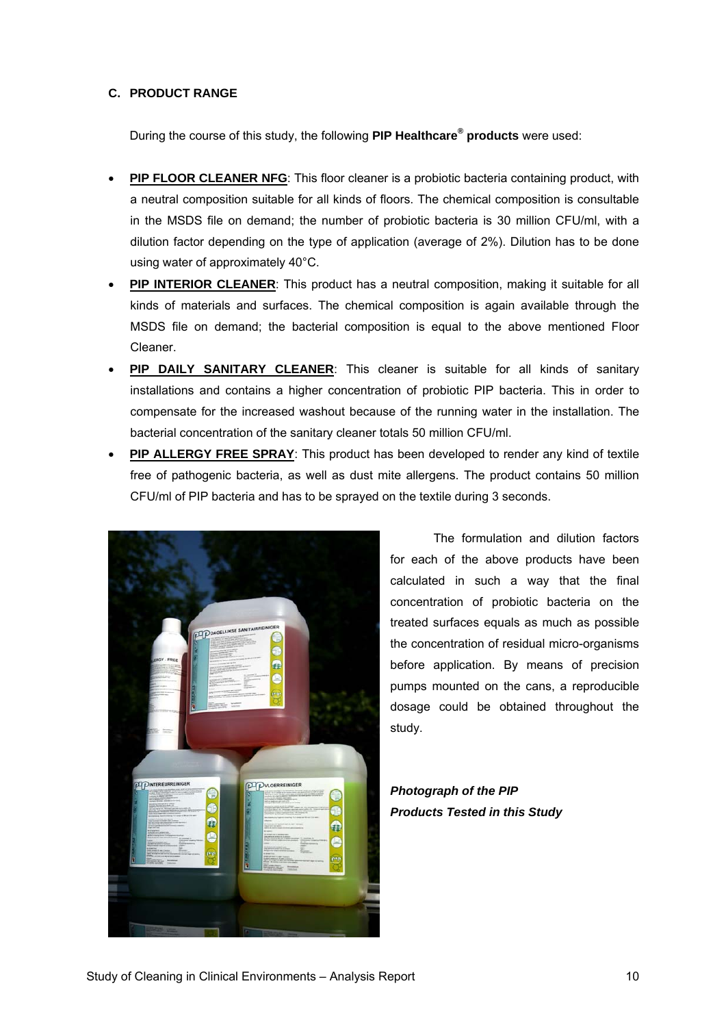### C. PRODUCT RANGE

During the course of this study, the following **PIP Healthcare® products** were used:

- **PIP FLOOR CLEANER NFG**: This floor cleaner is a probiotic bacteria containing product, with a neutral composition suitable for all kinds of floors. The chemical composition is consultable in the MSDS file on demand; the number of probiotic bacteria is 30 million CFU/ml, with a dilution factor depending on the type of application (average of 2%). Dilution has to be done using water of approximately 40°C.
- **PIP INTERIOR CLEANER**: This product has a neutral composition, making it suitable for all kinds of materials and surfaces. The chemical composition is again available through the MSDS file on demand; the bacterial composition is equal to the above mentioned Floor Cleaner.
- **PIP DAILY SANITARY CLEANER**: This cleaner is suitable for all kinds of sanitary installations and contains a higher concentration of probiotic PIP bacteria. This in order to compensate for the increased washout because of the running water in the installation. The bacterial concentration of the sanitary cleaner totals 50 million CFU/ml.
- **PIP ALLERGY FREE SPRAY**: This product has been developed to render any kind of textile free of pathogenic bacteria, as well as dust mite allergens. The product contains 50 million CFU/ml of PIP bacteria and has to be sprayed on the textile during 3 seconds.

The formulation and dilution factors for each of the above products have been calculated in such a way that the final concentration of probiotic bacteria on the treated surfaces equals as much as possible the concentration of residual micro-organisms before application. By means of precision pumps mounted on the cans, a reproducible dosage could be obtained throughout the study.

***Photograph of the PIP Products Tested in this Study***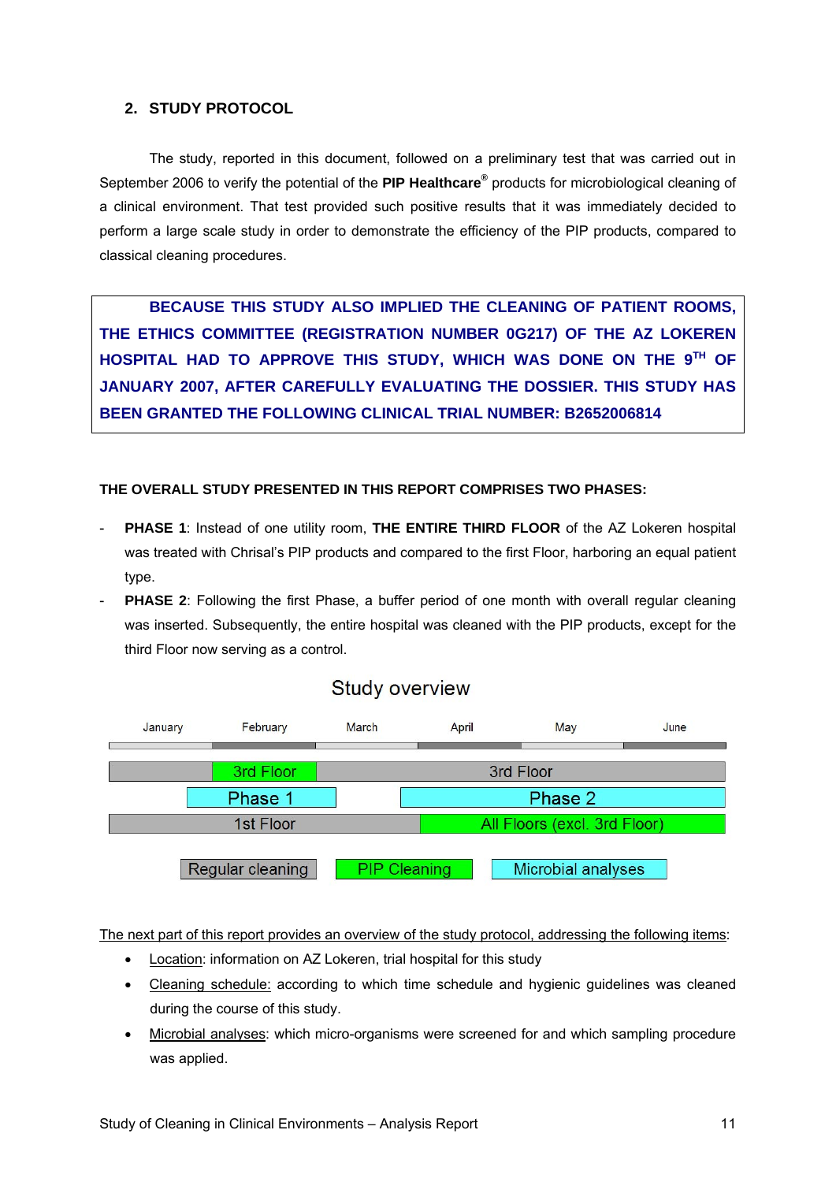## 2. STUDY PROTOCOL

The study, reported in this document, followed on a preliminary test that was carried out in September 2006 to verify the potential of the **PIP Healthcare®** products for microbiological cleaning of a clinical environment. That test provided such positive results that it was immediately decided to perform a large scale study in order to demonstrate the efficiency of the PIP products, compared to classical cleaning procedures.

**BECAUSE THIS STUDY ALSO IMPLIED THE CLEANING OF PATIENT ROOMS, THE ETHICS COMMITTEE (REGISTRATION NUMBER 0G217) OF THE AZ LOKEREN HOSPITAL HAD TO APPROVE THIS STUDY, WHICH WAS DONE ON THE 9TH OF JANUARY 2007, AFTER CAREFULLY EVALUATING THE DOSSIER. THIS STUDY HAS BEEN GRANTED THE FOLLOWING CLINICAL TRIAL NUMBER: B2652006814**

**THE OVERALL STUDY PRESENTED IN THIS REPORT COMPRISES TWO PHASES:**

- **PHASE 1**: Instead of one utility room, **THE ENTIRE THIRD FLOOR** of the AZ Lokeren hospital was treated with Chrisal's PIP products and compared to the first Floor, harboring an equal patient type.
- **PHASE 2**: Following the first Phase, a buffer period of one month with overall regular cleaning was inserted. Subsequently, the entire hospital was cleaned with the PIP products, except for the third Floor now serving as a control.

Study overview

| January | February | March | April | May | June |
|---|---|---|---|---|---|
| 3rd Floor: Regular cleaning | 3rd Floor: PIP Cleaning | 3rd Floor: Regular cleaning | | | |
| | Phase 1 (Microbial analyses) | | Phase 2 (Microbial analyses) | | |
| 1st Floor: Regular cleaning | | | All Floors (excl. 3rd Floor): PIP Cleaning | | |

Legend: Regular cleaning | PIP Cleaning | Microbial analyses

<u>The next part of this report provides an overview of the study protocol, addressing the following items</u>:

- <u>Location</u>: information on AZ Lokeren, trial hospital for this study
- <u>Cleaning schedule:</u> according to which time schedule and hygienic guidelines was cleaned during the course of this study.
- <u>Microbial analyses</u>: which micro-organisms were screened for and which sampling procedure was applied.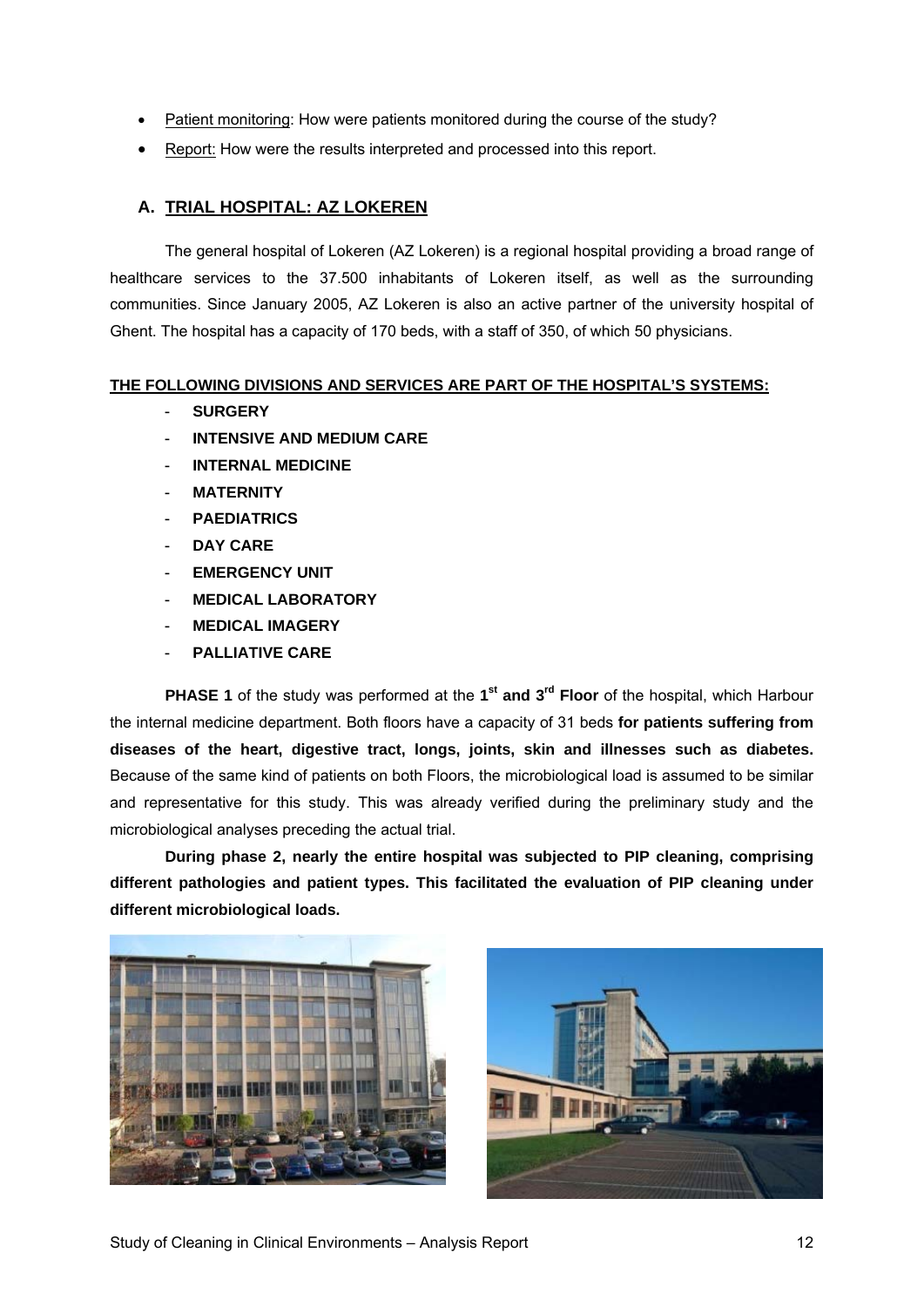- Patient monitoring: How were patients monitored during the course of the study?
- Report: How were the results interpreted and processed into this report.

## A. TRIAL HOSPITAL: AZ LOKEREN

The general hospital of Lokeren (AZ Lokeren) is a regional hospital providing a broad range of healthcare services to the 37.500 inhabitants of Lokeren itself, as well as the surrounding communities. Since January 2005, AZ Lokeren is also an active partner of the university hospital of Ghent. The hospital has a capacity of 170 beds, with a staff of 350, of which 50 physicians.

**THE FOLLOWING DIVISIONS AND SERVICES ARE PART OF THE HOSPITAL'S SYSTEMS:**

- **SURGERY**
- **INTENSIVE AND MEDIUM CARE**
- **INTERNAL MEDICINE**
- **MATERNITY**
- **PAEDIATRICS**
- **DAY CARE**
- **EMERGENCY UNIT**
- **MEDICAL LABORATORY**
- **MEDICAL IMAGERY**
- **PALLIATIVE CARE**

**PHASE 1** of the study was performed at the **1st and 3rd Floor** of the hospital, which Harbour the internal medicine department. Both floors have a capacity of 31 beds **for patients suffering from diseases of the heart, digestive tract, longs, joints, skin and illnesses such as diabetes.** Because of the same kind of patients on both Floors, the microbiological load is assumed to be similar and representative for this study. This was already verified during the preliminary study and the microbiological analyses preceding the actual trial.

**During phase 2, nearly the entire hospital was subjected to PIP cleaning, comprising different pathologies and patient types. This facilitated the evaluation of PIP cleaning under different microbiological loads.**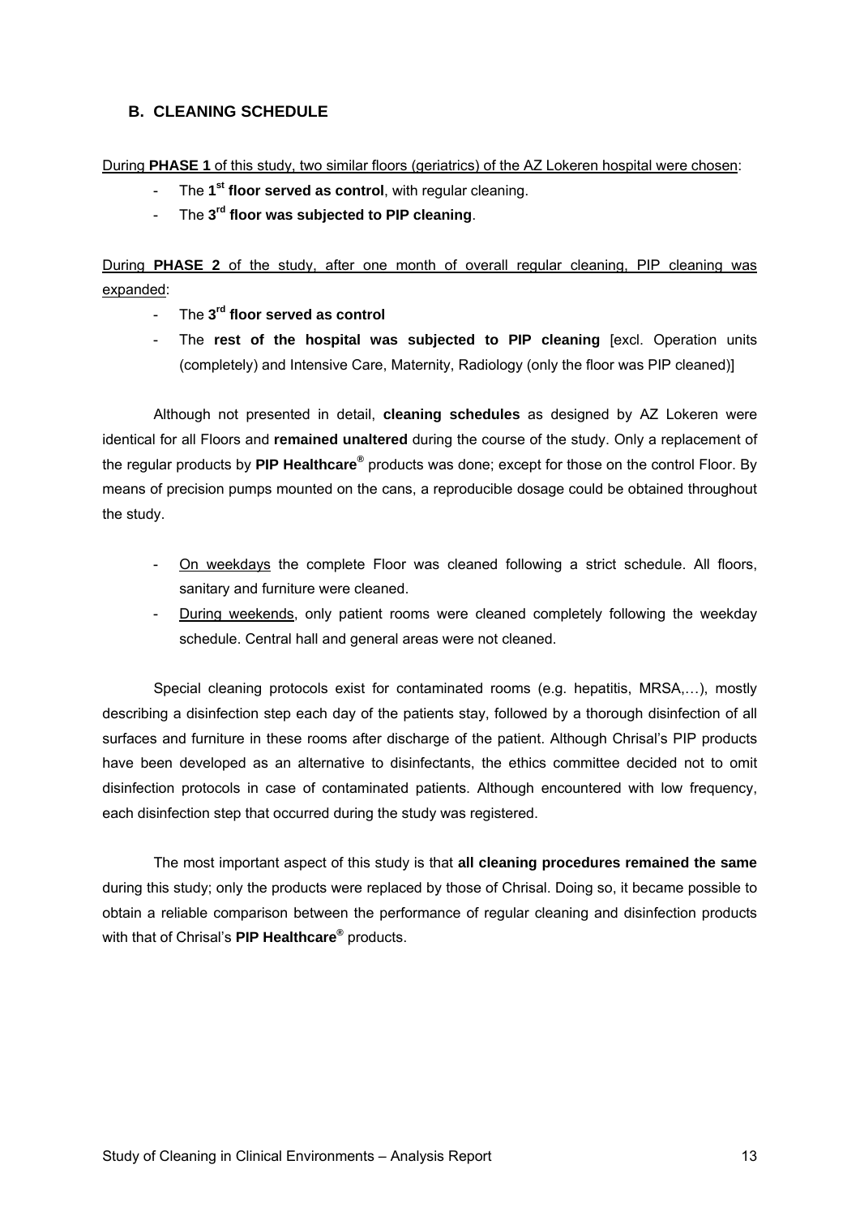## B. CLEANING SCHEDULE

During **PHASE 1** of this study, two similar floors (geriatrics) of the AZ Lokeren hospital were chosen:

- The **1st floor served as control**, with regular cleaning.
- The **3rd floor was subjected to PIP cleaning**.

During **PHASE 2** of the study, after one month of overall regular cleaning, PIP cleaning was expanded:

- The **3rd floor served as control**
- The **rest of the hospital was subjected to PIP cleaning** [excl. Operation units (completely) and Intensive Care, Maternity, Radiology (only the floor was PIP cleaned)]

Although not presented in detail, **cleaning schedules** as designed by AZ Lokeren were identical for all Floors and **remained unaltered** during the course of the study. Only a replacement of the regular products by **PIP Healthcare®** products was done; except for those on the control Floor. By means of precision pumps mounted on the cans, a reproducible dosage could be obtained throughout the study.

- On weekdays the complete Floor was cleaned following a strict schedule. All floors, sanitary and furniture were cleaned.
- During weekends, only patient rooms were cleaned completely following the weekday schedule. Central hall and general areas were not cleaned.

Special cleaning protocols exist for contaminated rooms (e.g. hepatitis, MRSA,…), mostly describing a disinfection step each day of the patients stay, followed by a thorough disinfection of all surfaces and furniture in these rooms after discharge of the patient. Although Chrisal's PIP products have been developed as an alternative to disinfectants, the ethics committee decided not to omit disinfection protocols in case of contaminated patients. Although encountered with low frequency, each disinfection step that occurred during the study was registered.

The most important aspect of this study is that **all cleaning procedures remained the same** during this study; only the products were replaced by those of Chrisal. Doing so, it became possible to obtain a reliable comparison between the performance of regular cleaning and disinfection products with that of Chrisal's **PIP Healthcare®** products.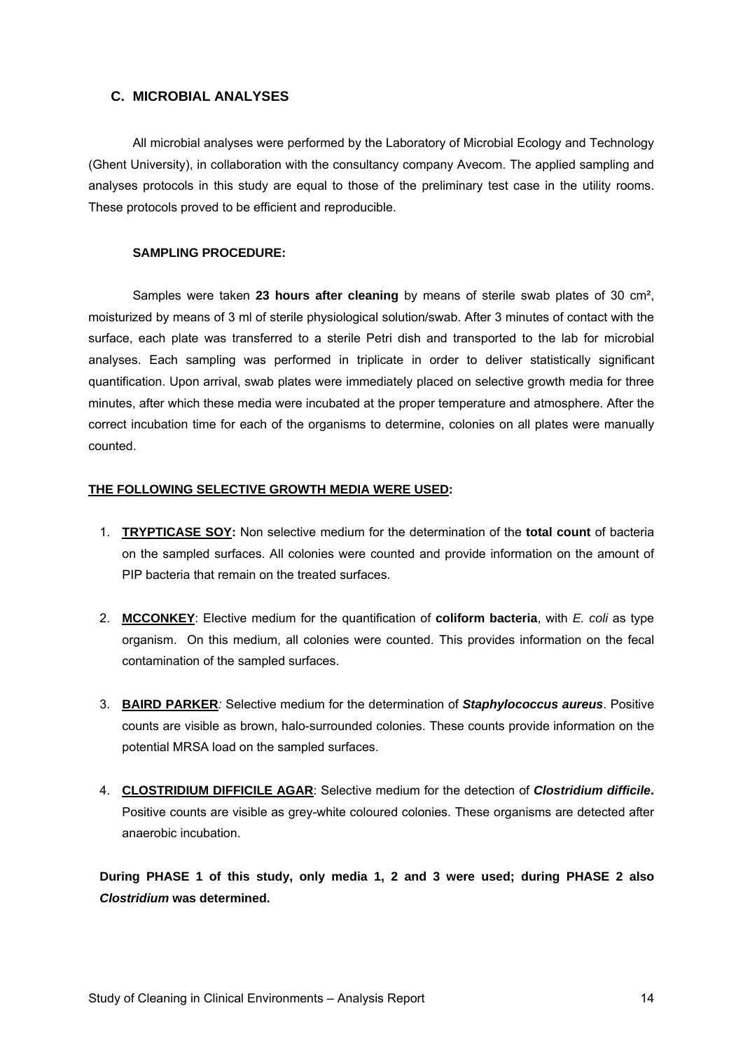## C. MICROBIAL ANALYSES

All microbial analyses were performed by the Laboratory of Microbial Ecology and Technology (Ghent University), in collaboration with the consultancy company Avecom. The applied sampling and analyses protocols in this study are equal to those of the preliminary test case in the utility rooms. These protocols proved to be efficient and reproducible.

### SAMPLING PROCEDURE:

Samples were taken **23 hours after cleaning** by means of sterile swab plates of 30 cm², moisturized by means of 3 ml of sterile physiological solution/swab. After 3 minutes of contact with the surface, each plate was transferred to a sterile Petri dish and transported to the lab for microbial analyses. Each sampling was performed in triplicate in order to deliver statistically significant quantification. Upon arrival, swab plates were immediately placed on selective growth media for three minutes, after which these media were incubated at the proper temperature and atmosphere. After the correct incubation time for each of the organisms to determine, colonies on all plates were manually counted.

**THE FOLLOWING SELECTIVE GROWTH MEDIA WERE USED:**

1. **TRYPTICASE SOY:** Non selective medium for the determination of the **total count** of bacteria on the sampled surfaces. All colonies were counted and provide information on the amount of PIP bacteria that remain on the treated surfaces.

2. **MCCONKEY**: Elective medium for the quantification of **coliform bacteria**, with *E. coli* as type organism. On this medium, all colonies were counted. This provides information on the fecal contamination of the sampled surfaces.

3. **BAIRD PARKER**: Selective medium for the determination of ***Staphylococcus aureus***. Positive counts are visible as brown, halo-surrounded colonies. These counts provide information on the potential MRSA load on the sampled surfaces.

4. **CLOSTRIDIUM DIFFICILE AGAR**: Selective medium for the detection of ***Clostridium difficile*.** Positive counts are visible as grey-white coloured colonies. These organisms are detected after anaerobic incubation.

**During PHASE 1 of this study, only media 1, 2 and 3 were used; during PHASE 2 also *Clostridium* was determined.**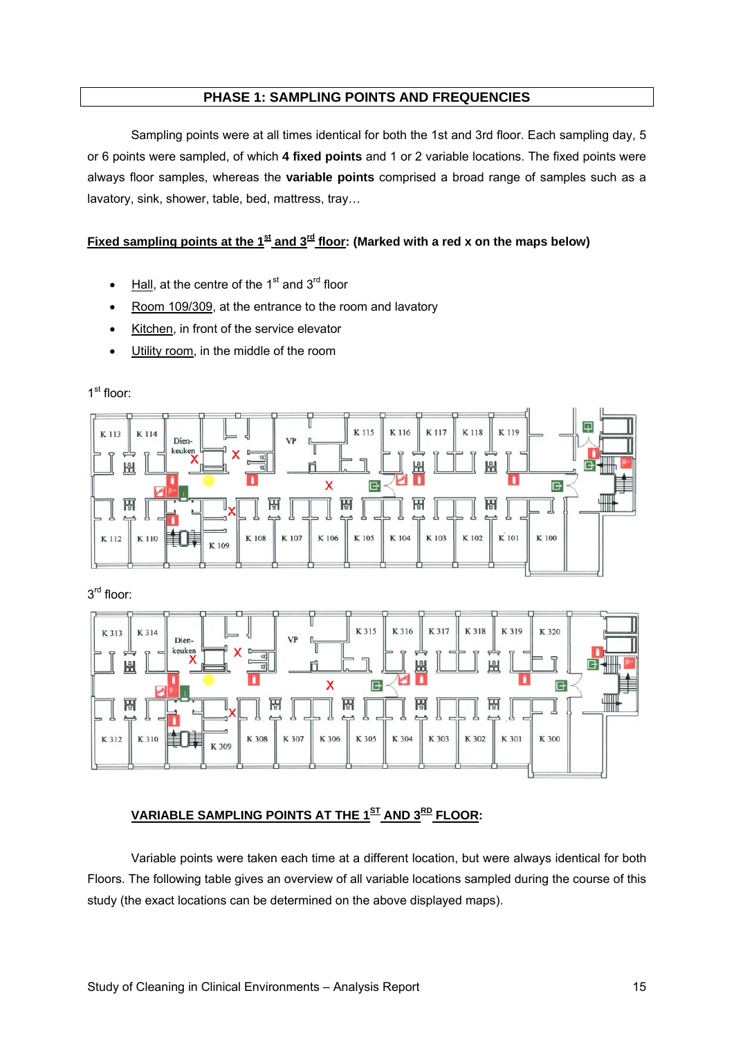## PHASE 1: SAMPLING POINTS AND FREQUENCIES

Sampling points were at all times identical for both the 1st and 3rd floor. Each sampling day, 5 or 6 points were sampled, of which **4 fixed points** and 1 or 2 variable locations. The fixed points were always floor samples, whereas the **variable points** comprised a broad range of samples such as a lavatory, sink, shower, table, bed, mattress, tray…

**Fixed sampling points at the 1st and 3rd floor: (Marked with a red x on the maps below)**

- Hall, at the centre of the 1st and 3rd floor
- Room 109/309, at the entrance to the room and lavatory
- Kitchen, in front of the service elevator
- Utility room, in the middle of the room

1st floor:

3rd floor:

**VARIABLE SAMPLING POINTS AT THE 1ST AND 3RD FLOOR:**

Variable points were taken each time at a different location, but were always identical for both Floors. The following table gives an overview of all variable locations sampled during the course of this study (the exact locations can be determined on the above displayed maps).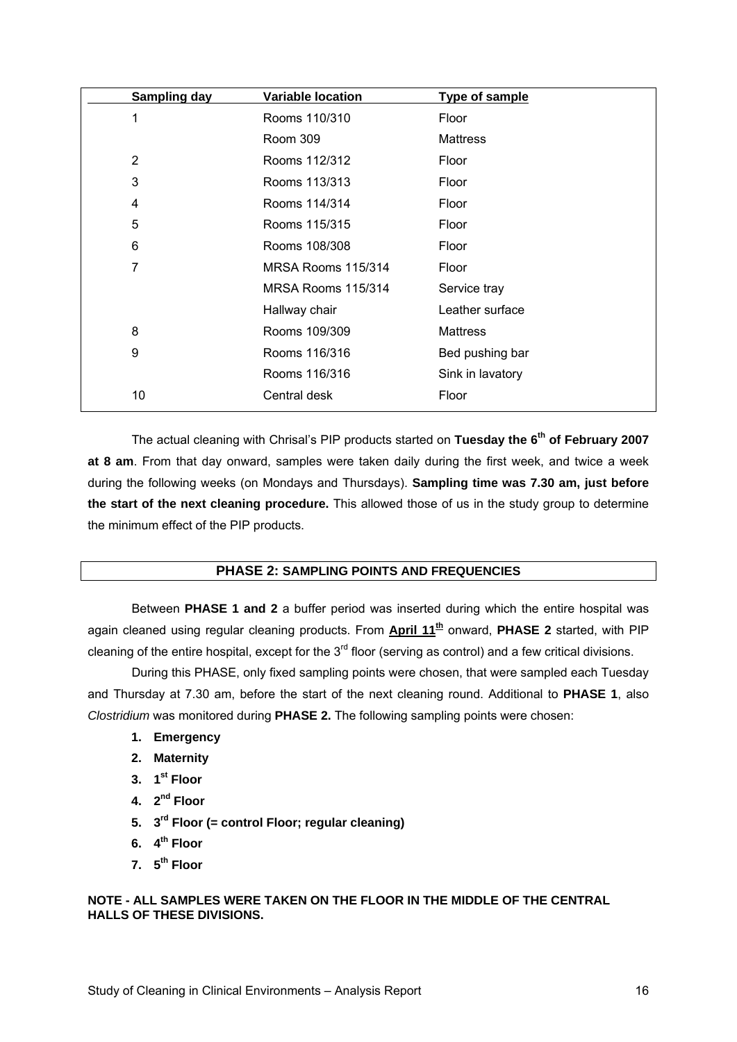| Sampling day | Variable location | Type of sample |
|---|---|---|
| 1 | Rooms 110/310 | Floor |
| | Room 309 | Mattress |
| 2 | Rooms 112/312 | Floor |
| 3 | Rooms 113/313 | Floor |
| 4 | Rooms 114/314 | Floor |
| 5 | Rooms 115/315 | Floor |
| 6 | Rooms 108/308 | Floor |
| 7 | MRSA Rooms 115/314 | Floor |
| | MRSA Rooms 115/314 | Service tray |
| | Hallway chair | Leather surface |
| 8 | Rooms 109/309 | Mattress |
| 9 | Rooms 116/316 | Bed pushing bar |
| | Rooms 116/316 | Sink in lavatory |
| 10 | Central desk | Floor |

The actual cleaning with Chrisal's PIP products started on **Tuesday the 6th of February 2007 at 8 am**. From that day onward, samples were taken daily during the first week, and twice a week during the following weeks (on Mondays and Thursdays). **Sampling time was 7.30 am, just before the start of the next cleaning procedure.** This allowed those of us in the study group to determine the minimum effect of the PIP products.

## PHASE 2: SAMPLING POINTS AND FREQUENCIES

Between **PHASE 1 and 2** a buffer period was inserted during which the entire hospital was again cleaned using regular cleaning products. From **April 11th** onward, **PHASE 2** started, with PIP cleaning of the entire hospital, except for the 3rd floor (serving as control) and a few critical divisions.

During this PHASE, only fixed sampling points were chosen, that were sampled each Tuesday and Thursday at 7.30 am, before the start of the next cleaning round. Additional to **PHASE 1**, also *Clostridium* was monitored during **PHASE 2.** The following sampling points were chosen:

1. **Emergency**
2. **Maternity**
3. **1st Floor**
4. **2nd Floor**
5. **3rd Floor (= control Floor; regular cleaning)**
6. **4th Floor**
7. **5th Floor**

**NOTE - ALL SAMPLES WERE TAKEN ON THE FLOOR IN THE MIDDLE OF THE CENTRAL HALLS OF THESE DIVISIONS.**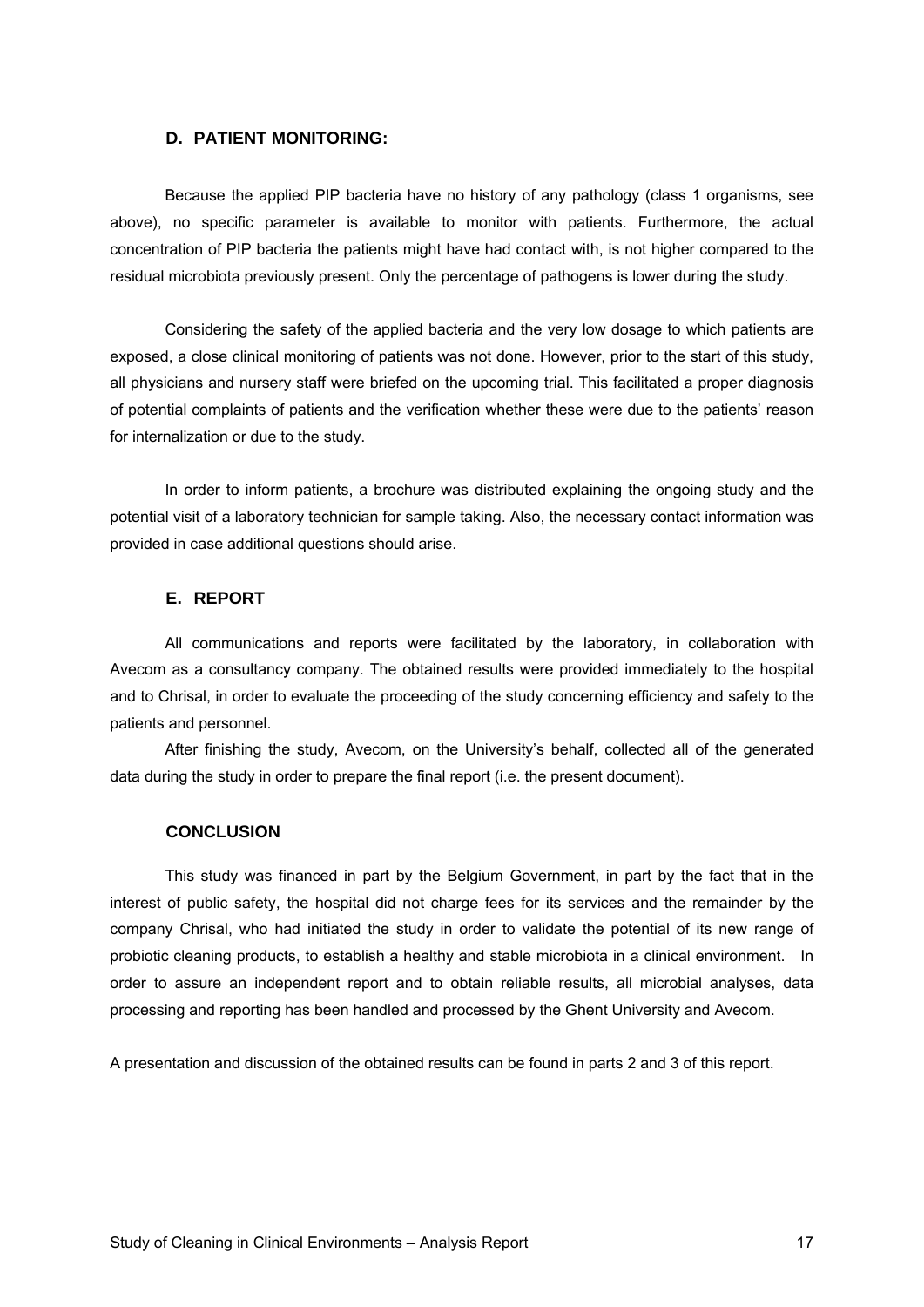### D. PATIENT MONITORING:

Because the applied PIP bacteria have no history of any pathology (class 1 organisms, see above), no specific parameter is available to monitor with patients. Furthermore, the actual concentration of PIP bacteria the patients might have had contact with, is not higher compared to the residual microbiota previously present. Only the percentage of pathogens is lower during the study.

Considering the safety of the applied bacteria and the very low dosage to which patients are exposed, a close clinical monitoring of patients was not done. However, prior to the start of this study, all physicians and nursery staff were briefed on the upcoming trial. This facilitated a proper diagnosis of potential complaints of patients and the verification whether these were due to the patients' reason for internalization or due to the study.

In order to inform patients, a brochure was distributed explaining the ongoing study and the potential visit of a laboratory technician for sample taking. Also, the necessary contact information was provided in case additional questions should arise.

### E. REPORT

All communications and reports were facilitated by the laboratory, in collaboration with Avecom as a consultancy company. The obtained results were provided immediately to the hospital and to Chrisal, in order to evaluate the proceeding of the study concerning efficiency and safety to the patients and personnel.

After finishing the study, Avecom, on the University's behalf, collected all of the generated data during the study in order to prepare the final report (i.e. the present document).

### CONCLUSION

This study was financed in part by the Belgium Government, in part by the fact that in the interest of public safety, the hospital did not charge fees for its services and the remainder by the company Chrisal, who had initiated the study in order to validate the potential of its new range of probiotic cleaning products, to establish a healthy and stable microbiota in a clinical environment. In order to assure an independent report and to obtain reliable results, all microbial analyses, data processing and reporting has been handled and processed by the Ghent University and Avecom.

A presentation and discussion of the obtained results can be found in parts 2 and 3 of this report.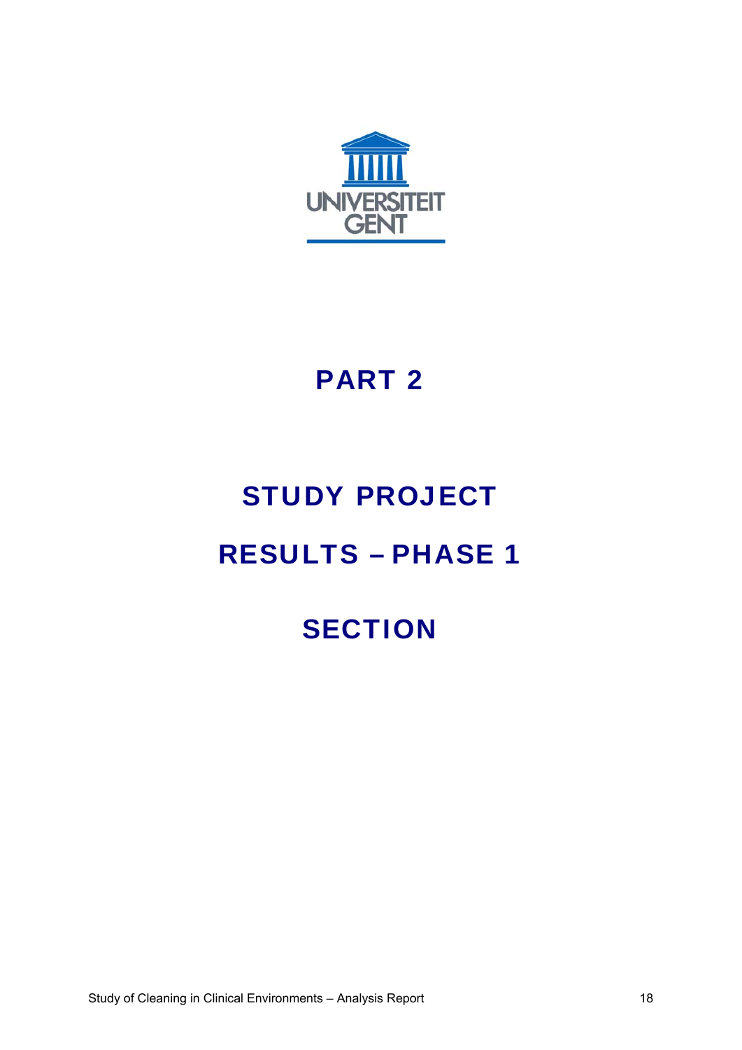UNIVERSITEIT GENT

# PART 2

# STUDY PROJECT

# RESULTS – PHASE 1

# SECTION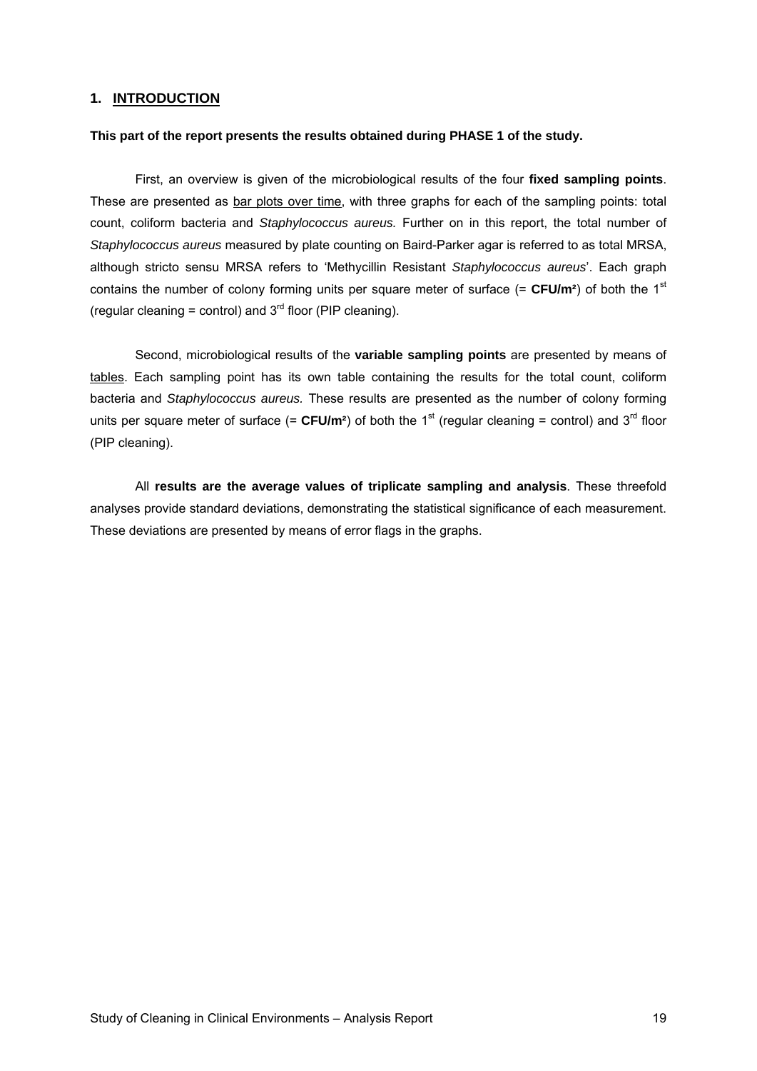# 1. INTRODUCTION

**This part of the report presents the results obtained during PHASE 1 of the study.**

First, an overview is given of the microbiological results of the four **fixed sampling points**. These are presented as bar plots over time, with three graphs for each of the sampling points: total count, coliform bacteria and *Staphylococcus aureus.* Further on in this report, the total number of *Staphylococcus aureus* measured by plate counting on Baird-Parker agar is referred to as total MRSA, although stricto sensu MRSA refers to 'Methycillin Resistant *Staphylococcus aureus*'. Each graph contains the number of colony forming units per square meter of surface (= **CFU/m²**) of both the 1st (regular cleaning = control) and 3rd floor (PIP cleaning).

Second, microbiological results of the **variable sampling points** are presented by means of tables. Each sampling point has its own table containing the results for the total count, coliform bacteria and *Staphylococcus aureus.* These results are presented as the number of colony forming units per square meter of surface (= **CFU/m²**) of both the 1st (regular cleaning = control) and 3rd floor (PIP cleaning).

All **results are the average values of triplicate sampling and analysis**. These threefold analyses provide standard deviations, demonstrating the statistical significance of each measurement. These deviations are presented by means of error flags in the graphs.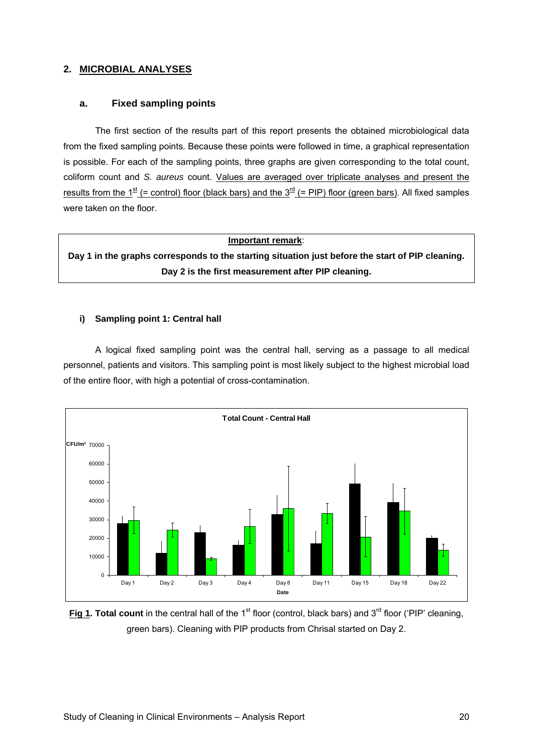## 2. MICROBIAL ANALYSES

### a. Fixed sampling points

The first section of the results part of this report presents the obtained microbiological data from the fixed sampling points. Because these points were followed in time, a graphical representation is possible. For each of the sampling points, three graphs are given corresponding to the total count, coliform count and *S. aureus* count. Values are averaged over triplicate analyses and present the results from the 1st (= control) floor (black bars) and the 3rd (= PIP) floor (green bars). All fixed samples were taken on the floor.

> **Important remark**:
> **Day 1 in the graphs corresponds to the starting situation just before the start of PIP cleaning. Day 2 is the first measurement after PIP cleaning.**

#### i) Sampling point 1: Central hall

A logical fixed sampling point was the central hall, serving as a passage to all medical personnel, patients and visitors. This sampling point is most likely subject to the highest microbial load of the entire floor, with high a potential of cross-contamination.

**Fig 1. Total count** in the central hall of the 1st floor (control, black bars) and 3rd floor ('PIP' cleaning, green bars). Cleaning with PIP products from Chrisal started on Day 2.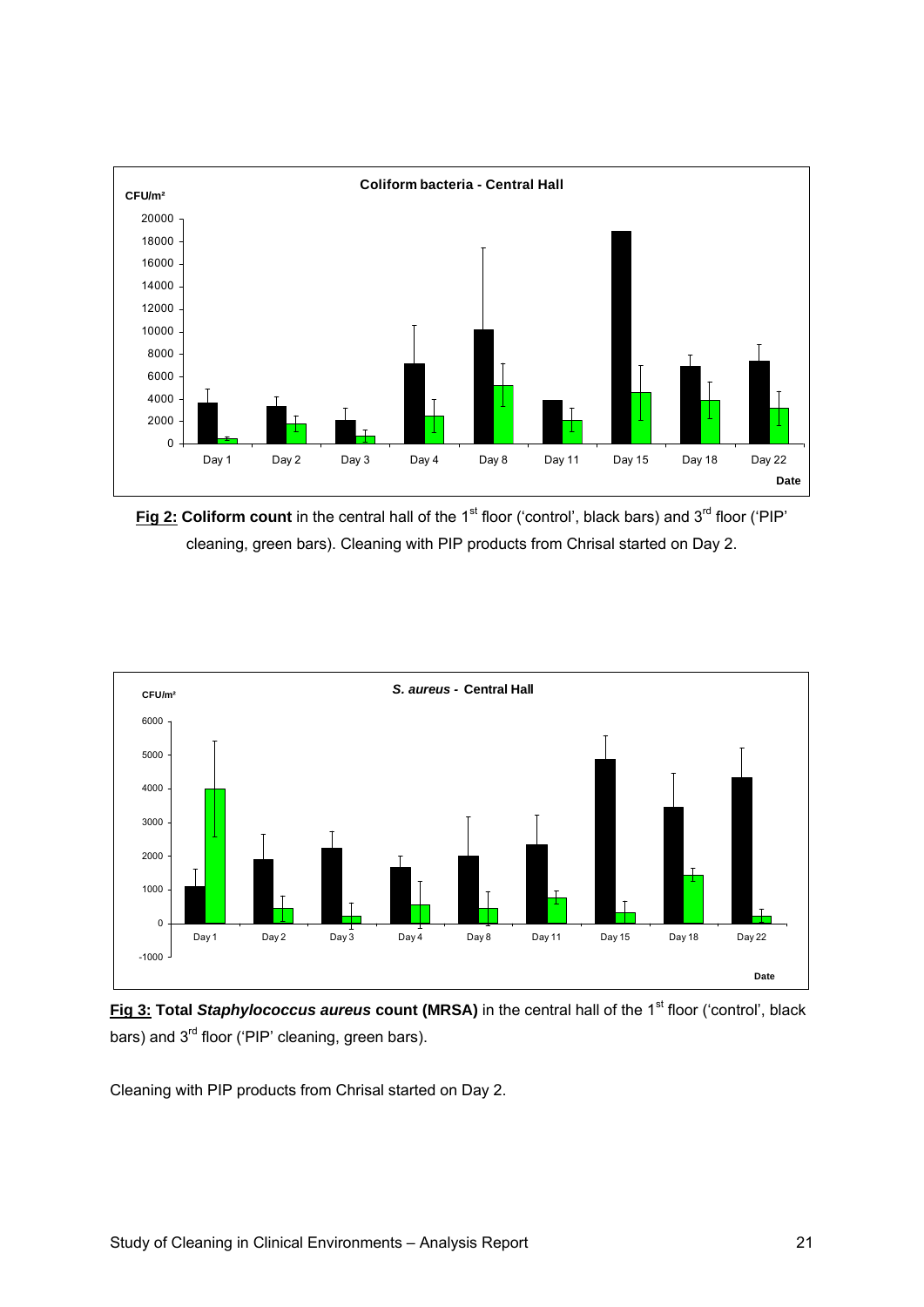**Fig 2: Coliform count** in the central hall of the 1st floor ('control', black bars) and 3rd floor ('PIP' cleaning, green bars). Cleaning with PIP products from Chrisal started on Day 2.

**Fig 3: Total *Staphylococcus aureus* count (MRSA)** in the central hall of the 1st floor ('control', black bars) and 3rd floor ('PIP' cleaning, green bars).

Cleaning with PIP products from Chrisal started on Day 2.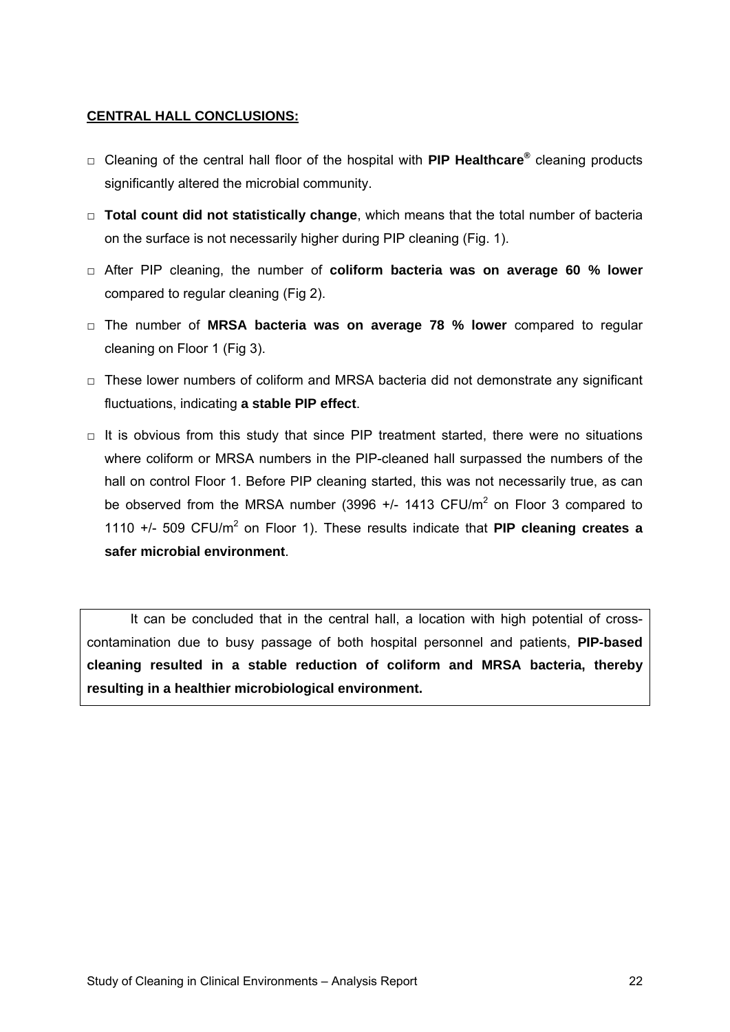**CENTRAL HALL CONCLUSIONS:**

- Cleaning of the central hall floor of the hospital with **PIP Healthcare®** cleaning products significantly altered the microbial community.
- **Total count did not statistically change**, which means that the total number of bacteria on the surface is not necessarily higher during PIP cleaning (Fig. 1).
- After PIP cleaning, the number of **coliform bacteria was on average 60 % lower** compared to regular cleaning (Fig 2).
- The number of **MRSA bacteria was on average 78 % lower** compared to regular cleaning on Floor 1 (Fig 3).
- These lower numbers of coliform and MRSA bacteria did not demonstrate any significant fluctuations, indicating **a stable PIP effect**.
- It is obvious from this study that since PIP treatment started, there were no situations where coliform or MRSA numbers in the PIP-cleaned hall surpassed the numbers of the hall on control Floor 1. Before PIP cleaning started, this was not necessarily true, as can be observed from the MRSA number (3996 +/- 1413 CFU/$m^2$ on Floor 3 compared to 1110 +/- 509 CFU/$m^2$ on Floor 1). These results indicate that **PIP cleaning creates a safer microbial environment**.

It can be concluded that in the central hall, a location with high potential of cross-contamination due to busy passage of both hospital personnel and patients, **PIP-based cleaning resulted in a stable reduction of coliform and MRSA bacteria, thereby resulting in a healthier microbiological environment.**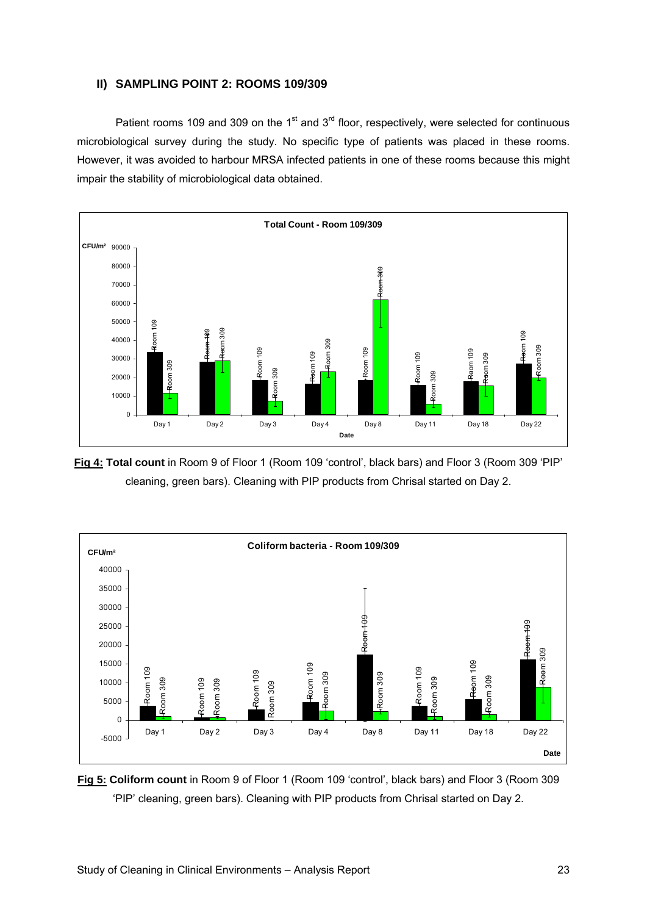### II) SAMPLING POINT 2: ROOMS 109/309

Patient rooms 109 and 309 on the 1st and 3rd floor, respectively, were selected for continuous microbiological survey during the study. No specific type of patients was placed in these rooms. However, it was avoided to harbour MRSA infected patients in one of these rooms because this might impair the stability of microbiological data obtained.

**Fig 4:** **Total count** in Room 9 of Floor 1 (Room 109 'control', black bars) and Floor 3 (Room 309 'PIP' cleaning, green bars). Cleaning with PIP products from Chrisal started on Day 2.

**Fig 5:** **Coliform count** in Room 9 of Floor 1 (Room 109 'control', black bars) and Floor 3 (Room 309 'PIP' cleaning, green bars). Cleaning with PIP products from Chrisal started on Day 2.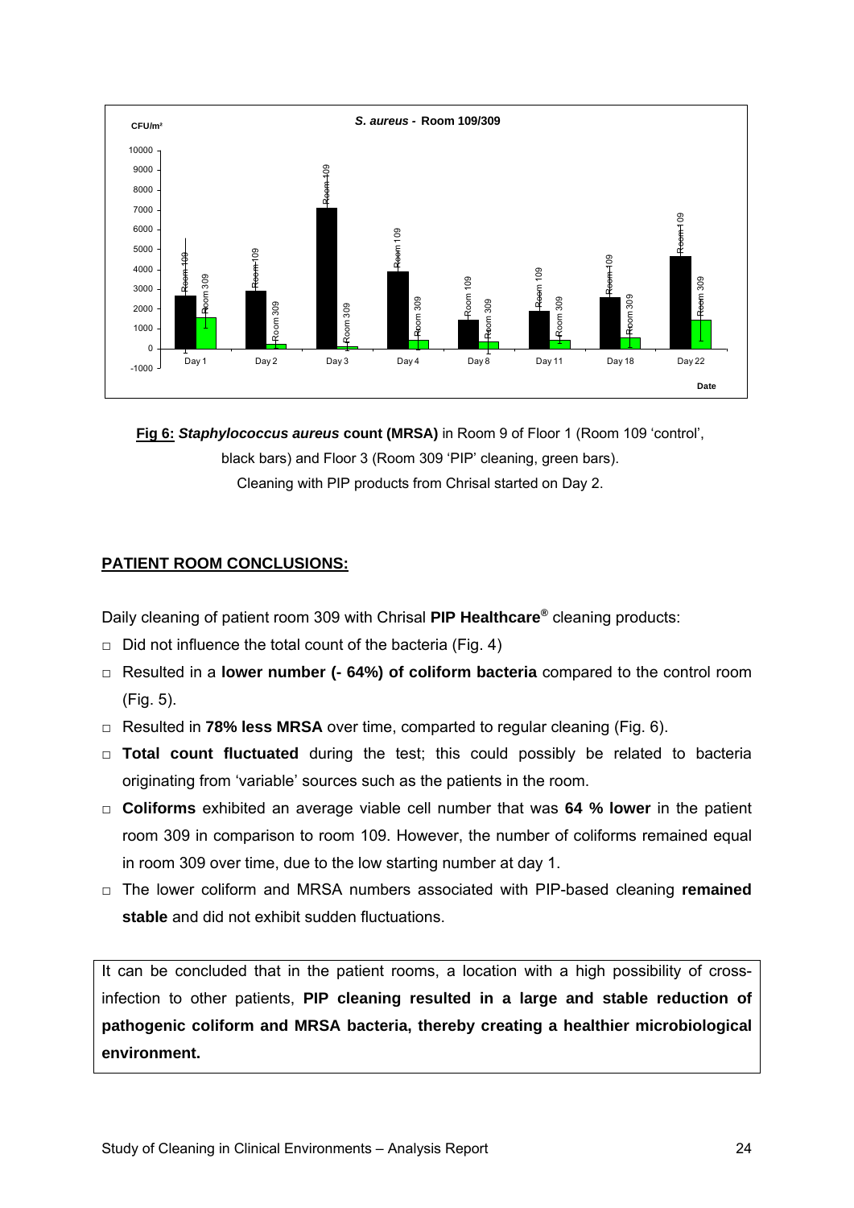**Fig 6: *Staphylococcus aureus* count (MRSA)** in Room 9 of Floor 1 (Room 109 'control', black bars) and Floor 3 (Room 309 'PIP' cleaning, green bars). Cleaning with PIP products from Chrisal started on Day 2.

## PATIENT ROOM CONCLUSIONS:

Daily cleaning of patient room 309 with Chrisal **PIP Healthcare®** cleaning products:

- Did not influence the total count of the bacteria (Fig. 4)
- Resulted in a **lower number (- 64%) of coliform bacteria** compared to the control room (Fig. 5).
- Resulted in **78% less MRSA** over time, comparted to regular cleaning (Fig. 6).
- **Total count fluctuated** during the test; this could possibly be related to bacteria originating from 'variable' sources such as the patients in the room.
- **Coliforms** exhibited an average viable cell number that was **64 % lower** in the patient room 309 in comparison to room 109. However, the number of coliforms remained equal in room 309 over time, due to the low starting number at day 1.
- The lower coliform and MRSA numbers associated with PIP-based cleaning **remained stable** and did not exhibit sudden fluctuations.

It can be concluded that in the patient rooms, a location with a high possibility of cross-infection to other patients, **PIP cleaning resulted in a large and stable reduction of pathogenic coliform and MRSA bacteria, thereby creating a healthier microbiological environment.**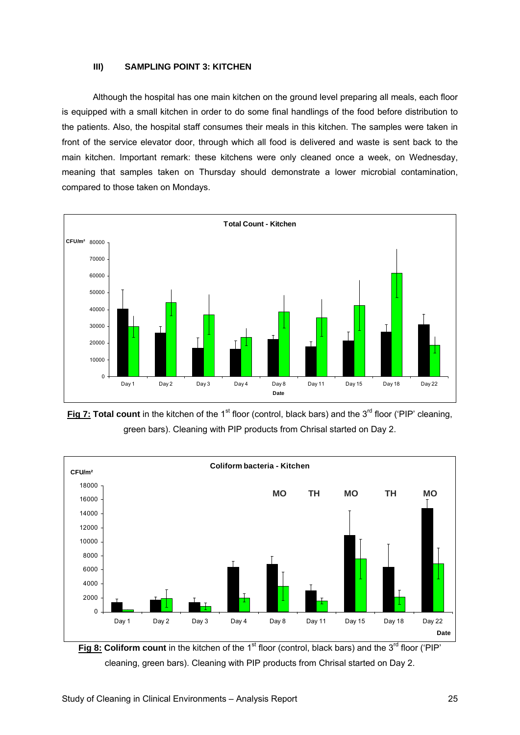### III) SAMPLING POINT 3: KITCHEN

Although the hospital has one main kitchen on the ground level preparing all meals, each floor is equipped with a small kitchen in order to do some final handlings of the food before distribution to the patients. Also, the hospital staff consumes their meals in this kitchen. The samples were taken in front of the service elevator door, through which all food is delivered and waste is sent back to the main kitchen. Important remark: these kitchens were only cleaned once a week, on Wednesday, meaning that samples taken on Thursday should demonstrate a lower microbial contamination, compared to those taken on Mondays.

**Fig 7: Total count** in the kitchen of the 1st floor (control, black bars) and the 3rd floor ('PIP' cleaning, green bars). Cleaning with PIP products from Chrisal started on Day 2.

**Fig 8: Coliform count** in the kitchen of the 1st floor (control, black bars) and the 3rd floor ('PIP' cleaning, green bars). Cleaning with PIP products from Chrisal started on Day 2.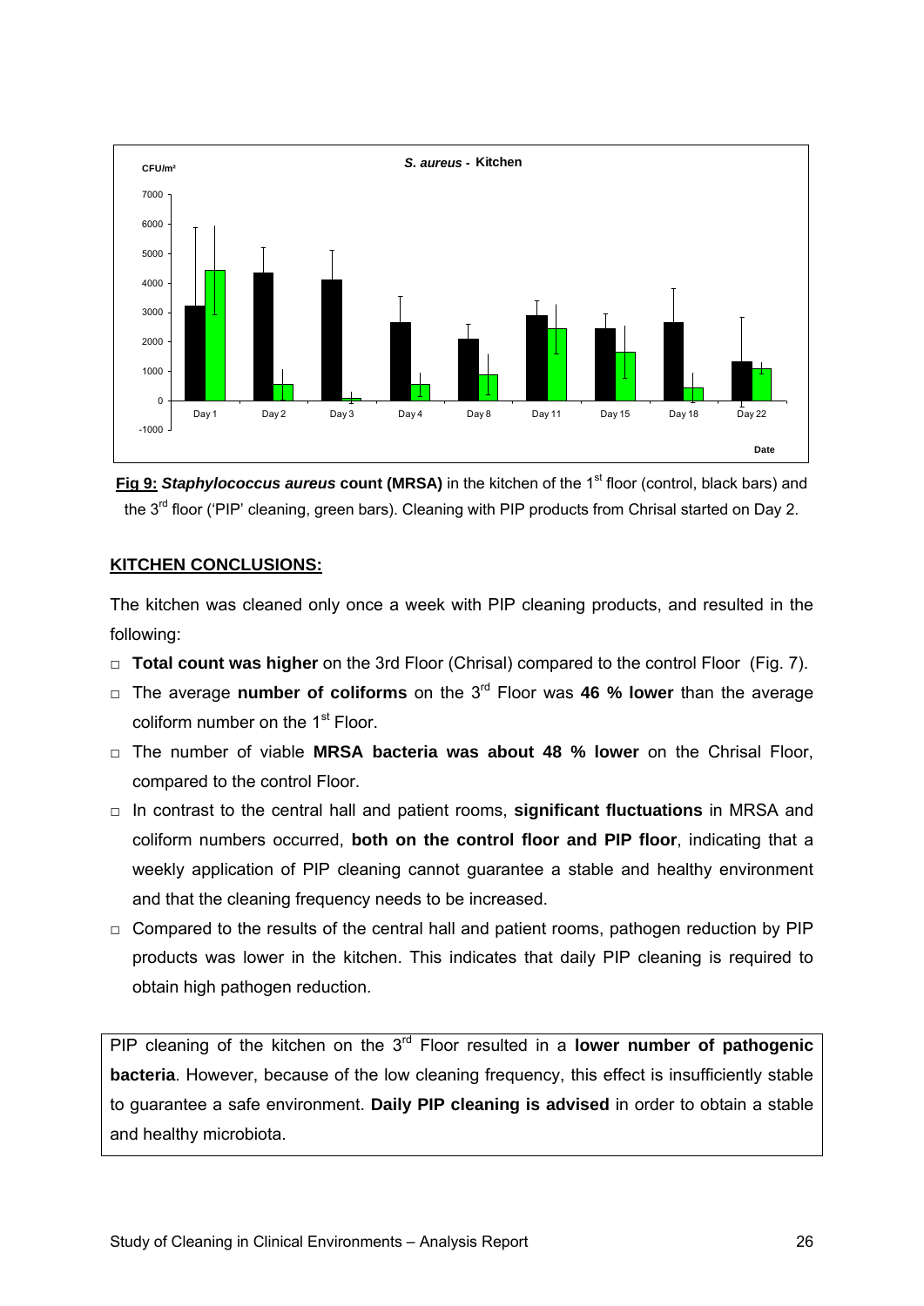**Fig 9:** ***Staphylococcus aureus*** **count (MRSA)** in the kitchen of the 1st floor (control, black bars) and the 3rd floor ('PIP' cleaning, green bars). Cleaning with PIP products from Chrisal started on Day 2.

## KITCHEN CONCLUSIONS:

The kitchen was cleaned only once a week with PIP cleaning products, and resulted in the following:

- **Total count was higher** on the 3rd Floor (Chrisal) compared to the control Floor (Fig. 7).
- The average **number of coliforms** on the 3rd Floor was **46 % lower** than the average coliform number on the 1st Floor.
- The number of viable **MRSA bacteria was about 48 % lower** on the Chrisal Floor, compared to the control Floor.
- In contrast to the central hall and patient rooms, **significant fluctuations** in MRSA and coliform numbers occurred, **both on the control floor and PIP floor**, indicating that a weekly application of PIP cleaning cannot guarantee a stable and healthy environment and that the cleaning frequency needs to be increased.
- Compared to the results of the central hall and patient rooms, pathogen reduction by PIP products was lower in the kitchen. This indicates that daily PIP cleaning is required to obtain high pathogen reduction.

PIP cleaning of the kitchen on the 3rd Floor resulted in a **lower number of pathogenic bacteria**. However, because of the low cleaning frequency, this effect is insufficiently stable to guarantee a safe environment. **Daily PIP cleaning is advised** in order to obtain a stable and healthy microbiota.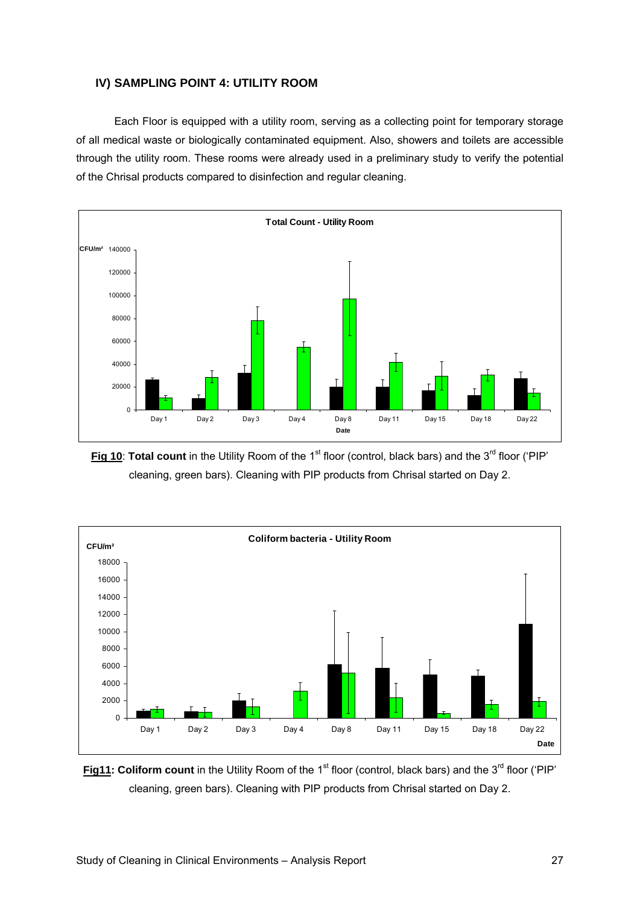### IV) SAMPLING POINT 4: UTILITY ROOM

Each Floor is equipped with a utility room, serving as a collecting point for temporary storage of all medical waste or biologically contaminated equipment. Also, showers and toilets are accessible through the utility room. These rooms were already used in a preliminary study to verify the potential of the Chrisal products compared to disinfection and regular cleaning.

**Fig 10**: **Total count** in the Utility Room of the 1st floor (control, black bars) and the 3rd floor ('PIP' cleaning, green bars). Cleaning with PIP products from Chrisal started on Day 2.

**Fig11: Coliform count** in the Utility Room of the 1st floor (control, black bars) and the 3rd floor ('PIP' cleaning, green bars). Cleaning with PIP products from Chrisal started on Day 2.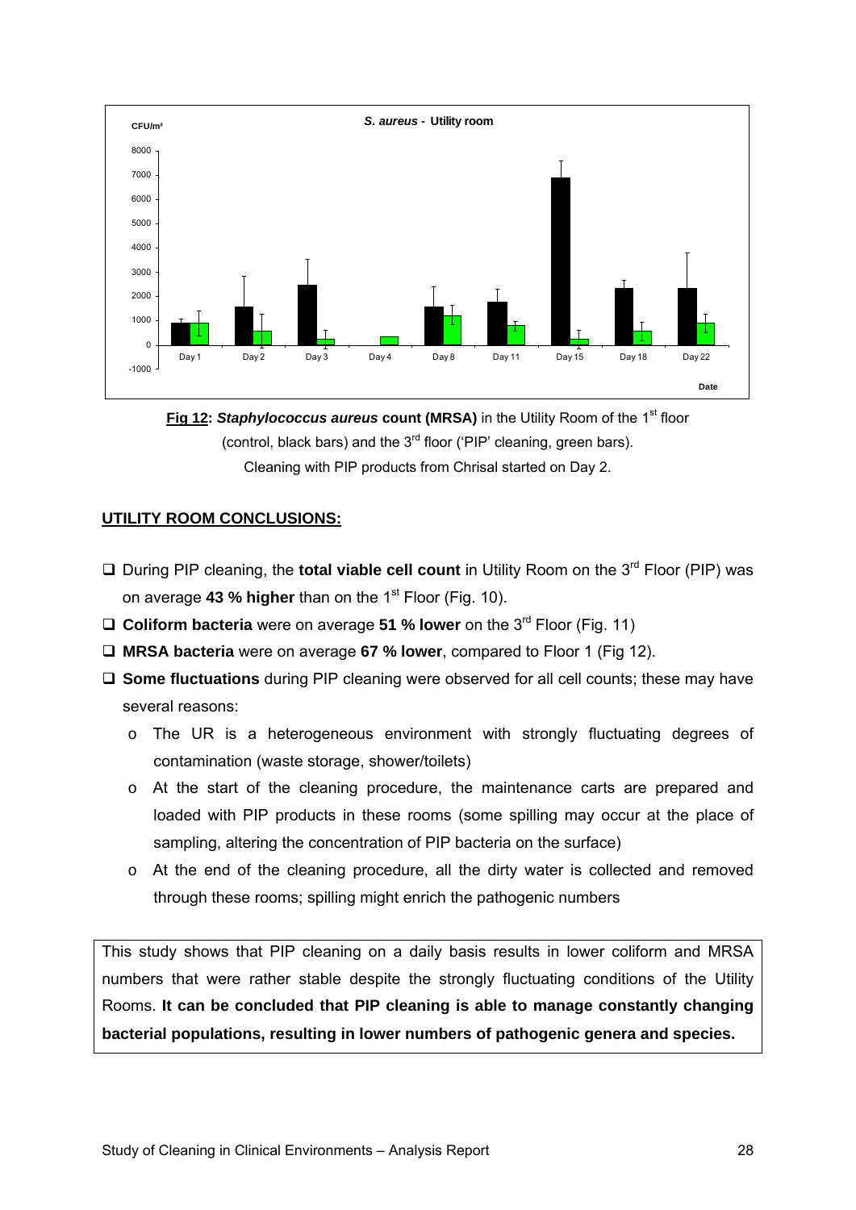**Fig 12:** ***Staphylococcus aureus*** **count (MRSA)** in the Utility Room of the 1st floor (control, black bars) and the 3rd floor ('PIP' cleaning, green bars). Cleaning with PIP products from Chrisal started on Day 2.

## UTILITY ROOM CONCLUSIONS:

- During PIP cleaning, the **total viable cell count** in Utility Room on the 3rd Floor (PIP) was on average **43 % higher** than on the 1st Floor (Fig. 10).
- **Coliform bacteria** were on average **51 % lower** on the 3rd Floor (Fig. 11)
- **MRSA bacteria** were on average **67 % lower**, compared to Floor 1 (Fig 12).
- **Some fluctuations** during PIP cleaning were observed for all cell counts; these may have several reasons:
  - The UR is a heterogeneous environment with strongly fluctuating degrees of contamination (waste storage, shower/toilets)
  - At the start of the cleaning procedure, the maintenance carts are prepared and loaded with PIP products in these rooms (some spilling may occur at the place of sampling, altering the concentration of PIP bacteria on the surface)
  - At the end of the cleaning procedure, all the dirty water is collected and removed through these rooms; spilling might enrich the pathogenic numbers

This study shows that PIP cleaning on a daily basis results in lower coliform and MRSA numbers that were rather stable despite the strongly fluctuating conditions of the Utility Rooms. **It can be concluded that PIP cleaning is able to manage constantly changing bacterial populations, resulting in lower numbers of pathogenic genera and species.**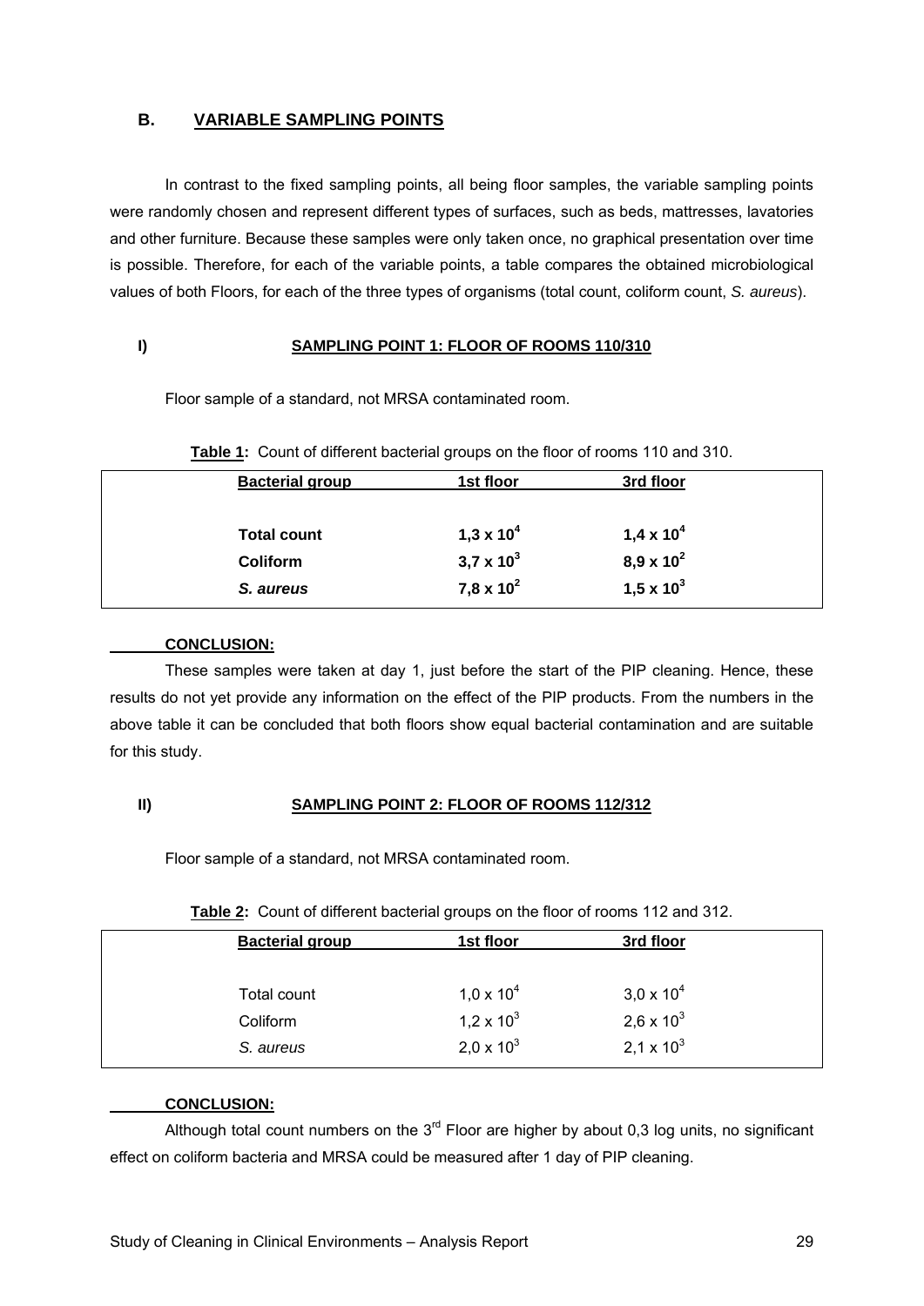## B. VARIABLE SAMPLING POINTS

In contrast to the fixed sampling points, all being floor samples, the variable sampling points were randomly chosen and represent different types of surfaces, such as beds, mattresses, lavatories and other furniture. Because these samples were only taken once, no graphical presentation over time is possible. Therefore, for each of the variable points, a table compares the obtained microbiological values of both Floors, for each of the three types of organisms (total count, coliform count, *S. aureus*).

### I) SAMPLING POINT 1: FLOOR OF ROOMS 110/310

Floor sample of a standard, not MRSA contaminated room.

**Table 1:** Count of different bacterial groups on the floor of rooms 110 and 310.

| Bacterial group | 1st floor | 3rd floor |
|---|---|---|
| **Total count** | $1{,}3 \times 10^4$ | $1{,}4 \times 10^4$ |
| **Coliform** | $3{,}7 \times 10^3$ | $8{,}9 \times 10^2$ |
| ***S. aureus*** | $7{,}8 \times 10^2$ | $1{,}5 \times 10^3$ |

**CONCLUSION:**

These samples were taken at day 1, just before the start of the PIP cleaning. Hence, these results do not yet provide any information on the effect of the PIP products. From the numbers in the above table it can be concluded that both floors show equal bacterial contamination and are suitable for this study.

### II) SAMPLING POINT 2: FLOOR OF ROOMS 112/312

Floor sample of a standard, not MRSA contaminated room.

**Table 2:** Count of different bacterial groups on the floor of rooms 112 and 312.

| Bacterial group | 1st floor | 3rd floor |
|---|---|---|
| Total count | $1{,}0 \times 10^4$ | $3{,}0 \times 10^4$ |
| Coliform | $1{,}2 \times 10^3$ | $2{,}6 \times 10^3$ |
| *S. aureus* | $2{,}0 \times 10^3$ | $2{,}1 \times 10^3$ |

**CONCLUSION:**

Although total count numbers on the 3rd Floor are higher by about 0,3 log units, no significant effect on coliform bacteria and MRSA could be measured after 1 day of PIP cleaning.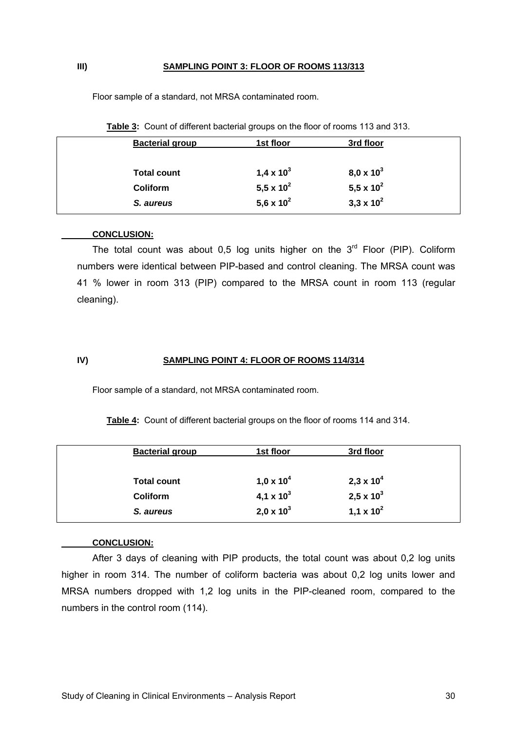### III) SAMPLING POINT 3: FLOOR OF ROOMS 113/313

Floor sample of a standard, not MRSA contaminated room.

**Table 3:** Count of different bacterial groups on the floor of rooms 113 and 313.

| Bacterial group | 1st floor | 3rd floor |
|---|---|---|
| **Total count** | **$1,4 \times 10^3$** | **$8,0 \times 10^3$** |
| **Coliform** | **$5,5 \times 10^2$** | **$5,5 \times 10^2$** |
| ***S. aureus*** | **$5,6 \times 10^2$** | **$3,3 \times 10^2$** |

**CONCLUSION:**

The total count was about 0,5 log units higher on the 3rd Floor (PIP). Coliform numbers were identical between PIP-based and control cleaning. The MRSA count was 41 % lower in room 313 (PIP) compared to the MRSA count in room 113 (regular cleaning).

### IV) SAMPLING POINT 4: FLOOR OF ROOMS 114/314

Floor sample of a standard, not MRSA contaminated room.

**Table 4:** Count of different bacterial groups on the floor of rooms 114 and 314.

| Bacterial group | 1st floor | 3rd floor |
|---|---|---|
| **Total count** | **$1,0 \times 10^4$** | **$2,3 \times 10^4$** |
| **Coliform** | **$4,1 \times 10^3$** | **$2,5 \times 10^3$** |
| ***S. aureus*** | **$2,0 \times 10^3$** | **$1,1 \times 10^2$** |

**CONCLUSION:**

After 3 days of cleaning with PIP products, the total count was about 0,2 log units higher in room 314. The number of coliform bacteria was about 0,2 log units lower and MRSA numbers dropped with 1,2 log units in the PIP-cleaned room, compared to the numbers in the control room (114).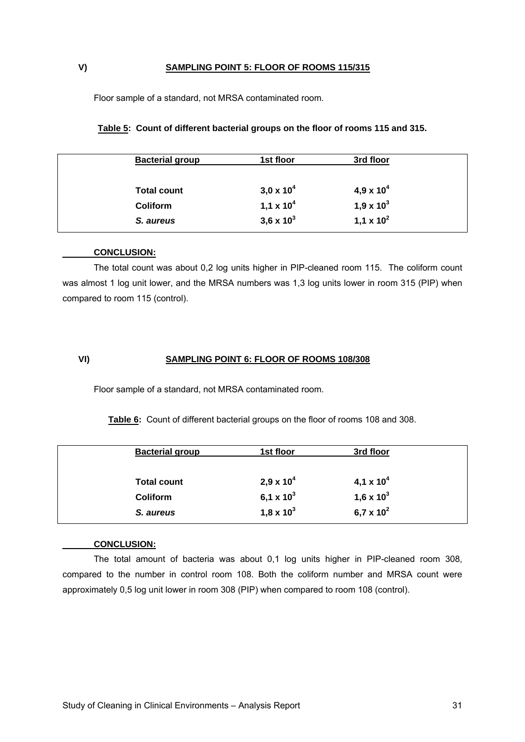## V) SAMPLING POINT 5: FLOOR OF ROOMS 115/315

Floor sample of a standard, not MRSA contaminated room.

**Table 5: Count of different bacterial groups on the floor of rooms 115 and 315.**

| Bacterial group | 1st floor | 3rd floor |
|---|---|---|
| **Total count** | $3{,}0 \times 10^4$ | $4{,}9 \times 10^4$ |
| **Coliform** | $1{,}1 \times 10^4$ | $1{,}9 \times 10^3$ |
| ***S. aureus*** | $3{,}6 \times 10^3$ | $1{,}1 \times 10^2$ |

**CONCLUSION:**

The total count was about 0,2 log units higher in PIP-cleaned room 115. The coliform count was almost 1 log unit lower, and the MRSA numbers was 1,3 log units lower in room 315 (PIP) when compared to room 115 (control).

## VI) SAMPLING POINT 6: FLOOR OF ROOMS 108/308

Floor sample of a standard, not MRSA contaminated room.

**Table 6:** Count of different bacterial groups on the floor of rooms 108 and 308.

| Bacterial group | 1st floor | 3rd floor |
|---|---|---|
| **Total count** | $2{,}9 \times 10^4$ | $4{,}1 \times 10^4$ |
| **Coliform** | $6{,}1 \times 10^3$ | $1{,}6 \times 10^3$ |
| ***S. aureus*** | $1{,}8 \times 10^3$ | $6{,}7 \times 10^2$ |

**CONCLUSION:**

The total amount of bacteria was about 0,1 log units higher in PIP-cleaned room 308, compared to the number in control room 108. Both the coliform number and MRSA count were approximately 0,5 log unit lower in room 308 (PIP) when compared to room 108 (control).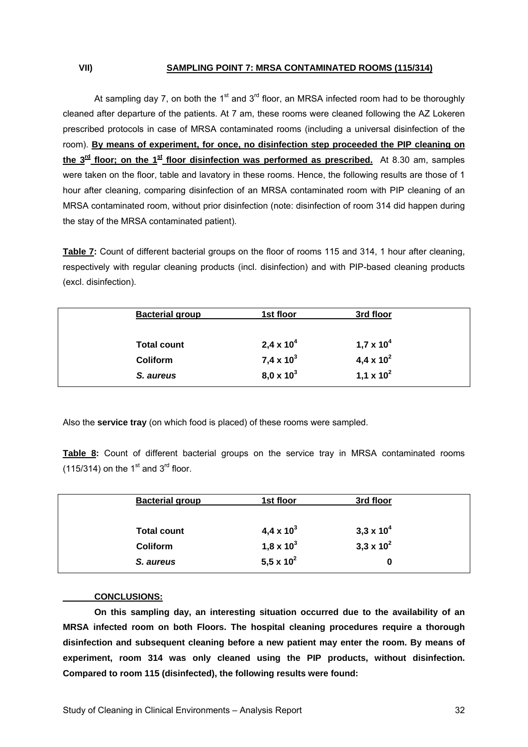## VII) SAMPLING POINT 7: MRSA CONTAMINATED ROOMS (115/314)

At sampling day 7, on both the 1st and 3rd floor, an MRSA infected room had to be thoroughly cleaned after departure of the patients. At 7 am, these rooms were cleaned following the AZ Lokeren prescribed protocols in case of MRSA contaminated rooms (including a universal disinfection of the room). **By means of experiment, for once, no disinfection step proceeded the PIP cleaning on the 3rd floor; on the 1st floor disinfection was performed as prescribed.** At 8.30 am, samples were taken on the floor, table and lavatory in these rooms. Hence, the following results are those of 1 hour after cleaning, comparing disinfection of an MRSA contaminated room with PIP cleaning of an MRSA contaminated room, without prior disinfection (note: disinfection of room 314 did happen during the stay of the MRSA contaminated patient).

**Table 7:** Count of different bacterial groups on the floor of rooms 115 and 314, 1 hour after cleaning, respectively with regular cleaning products (incl. disinfection) and with PIP-based cleaning products (excl. disinfection).

| Bacterial group | 1st floor | 3rd floor |
|---|---|---|
| **Total count** | $2{,}4 \times 10^4$ | $1{,}7 \times 10^4$ |
| **Coliform** | $7{,}4 \times 10^3$ | $4{,}4 \times 10^2$ |
| ***S. aureus*** | $8{,}0 \times 10^3$ | $1{,}1 \times 10^2$ |

Also the **service tray** (on which food is placed) of these rooms were sampled.

**Table 8:** Count of different bacterial groups on the service tray in MRSA contaminated rooms (115/314) on the 1st and 3rd floor.

| Bacterial group | 1st floor | 3rd floor |
|---|---|---|
| **Total count** | $4{,}4 \times 10^3$ | $3{,}3 \times 10^4$ |
| **Coliform** | $1{,}8 \times 10^3$ | $3{,}3 \times 10^2$ |
| ***S. aureus*** | $5{,}5 \times 10^2$ | 0 |

**CONCLUSIONS:**

**On this sampling day, an interesting situation occurred due to the availability of an MRSA infected room on both Floors. The hospital cleaning procedures require a thorough disinfection and subsequent cleaning before a new patient may enter the room. By means of experiment, room 314 was only cleaned using the PIP products, without disinfection. Compared to room 115 (disinfected), the following results were found:**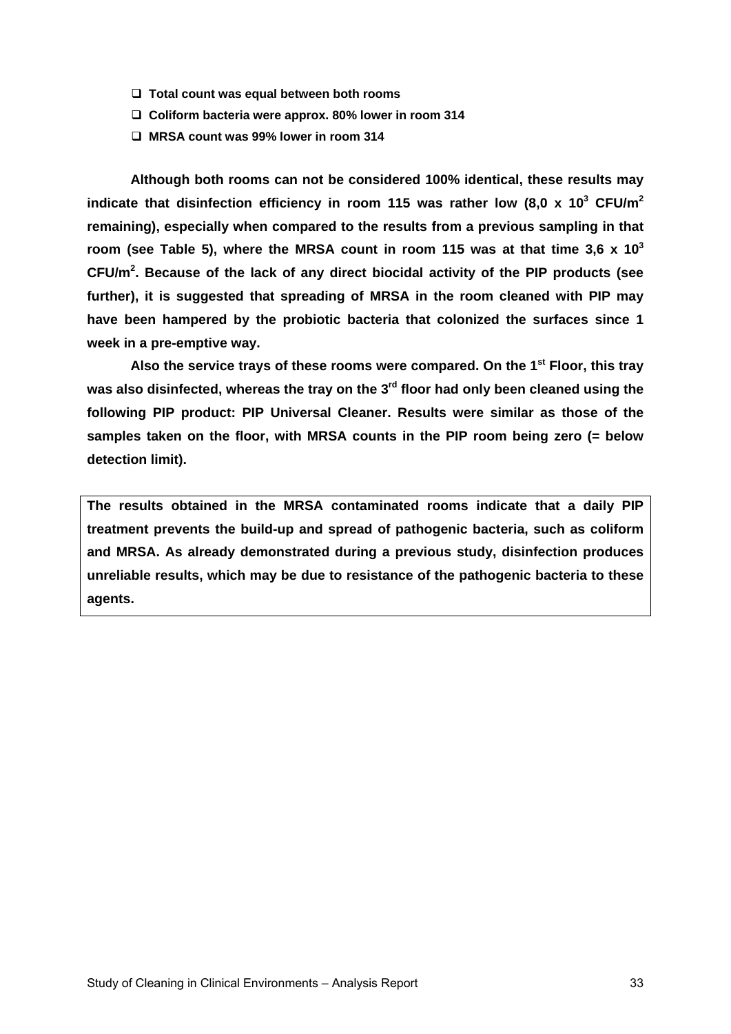- **Total count was equal between both rooms**
- **Coliform bacteria were approx. 80% lower in room 314**
- **MRSA count was 99% lower in room 314**

**Although both rooms can not be considered 100% identical, these results may indicate that disinfection efficiency in room 115 was rather low (8,0 x $10^3$ CFU/$m^2$ remaining), especially when compared to the results from a previous sampling in that room (see Table 5), where the MRSA count in room 115 was at that time 3,6 x $10^3$ CFU/$m^2$. Because of the lack of any direct biocidal activity of the PIP products (see further), it is suggested that spreading of MRSA in the room cleaned with PIP may have been hampered by the probiotic bacteria that colonized the surfaces since 1 week in a pre-emptive way.**

**Also the service trays of these rooms were compared. On the 1st Floor, this tray was also disinfected, whereas the tray on the 3rd floor had only been cleaned using the following PIP product: PIP Universal Cleaner. Results were similar as those of the samples taken on the floor, with MRSA counts in the PIP room being zero (= below detection limit).**

**The results obtained in the MRSA contaminated rooms indicate that a daily PIP treatment prevents the build-up and spread of pathogenic bacteria, such as coliform and MRSA. As already demonstrated during a previous study, disinfection produces unreliable results, which may be due to resistance of the pathogenic bacteria to these agents.**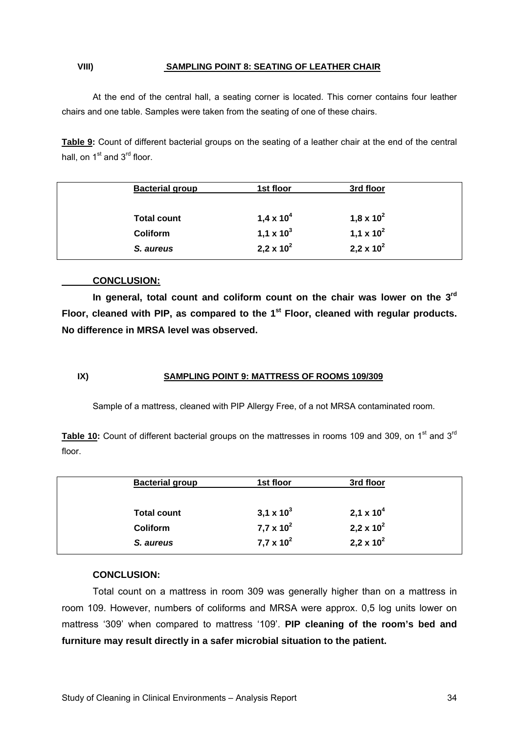### VIII) SAMPLING POINT 8: SEATING OF LEATHER CHAIR

At the end of the central hall, a seating corner is located. This corner contains four leather chairs and one table. Samples were taken from the seating of one of these chairs.

**Table 9:** Count of different bacterial groups on the seating of a leather chair at the end of the central hall, on 1st and 3rd floor.

| Bacterial group | 1st floor | 3rd floor |
|---|---|---|
| **Total count** | $1,4 \times 10^4$ | $1,8 \times 10^2$ |
| **Coliform** | $1,1 \times 10^3$ | $1,1 \times 10^2$ |
| ***S. aureus*** | $2,2 \times 10^2$ | $2,2 \times 10^2$ |

**CONCLUSION:**

**In general, total count and coliform count on the chair was lower on the 3rd Floor, cleaned with PIP, as compared to the 1st Floor, cleaned with regular products. No difference in MRSA level was observed.**

### IX) SAMPLING POINT 9: MATTRESS OF ROOMS 109/309

Sample of a mattress, cleaned with PIP Allergy Free, of a not MRSA contaminated room.

**Table 10:** Count of different bacterial groups on the mattresses in rooms 109 and 309, on 1st and 3rd floor.

| Bacterial group | 1st floor | 3rd floor |
|---|---|---|
| **Total count** | $3,1 \times 10^3$ | $2,1 \times 10^4$ |
| **Coliform** | $7,7 \times 10^2$ | $2,2 \times 10^2$ |
| ***S. aureus*** | $7,7 \times 10^2$ | $2,2 \times 10^2$ |

**CONCLUSION:**

Total count on a mattress in room 309 was generally higher than on a mattress in room 109. However, numbers of coliforms and MRSA were approx. 0,5 log units lower on mattress '309' when compared to mattress '109'. **PIP cleaning of the room's bed and furniture may result directly in a safer microbial situation to the patient.**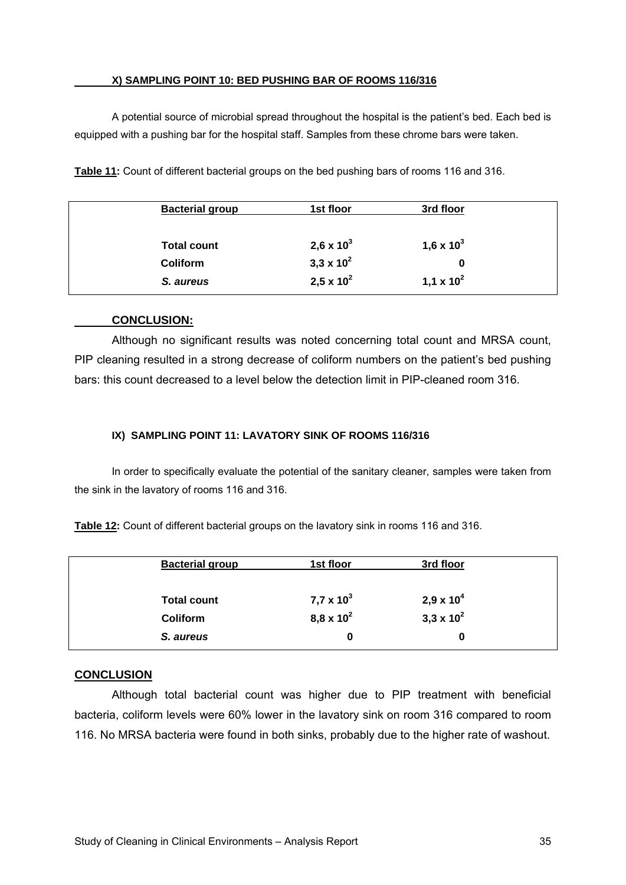### X) SAMPLING POINT 10: BED PUSHING BAR OF ROOMS 116/316

A potential source of microbial spread throughout the hospital is the patient's bed. Each bed is equipped with a pushing bar for the hospital staff. Samples from these chrome bars were taken.

**Table 11:** Count of different bacterial groups on the bed pushing bars of rooms 116 and 316.

| Bacterial group | 1st floor | 3rd floor |
|---|---|---|
| **Total count** | **$2,6 \times 10^3$** | **$1,6 \times 10^3$** |
| **Coliform** | **$3,3 \times 10^2$** | **0** |
| ***S. aureus*** | **$2,5 \times 10^2$** | **$1,1 \times 10^2$** |

#### CONCLUSION:

Although no significant results was noted concerning total count and MRSA count, PIP cleaning resulted in a strong decrease of coliform numbers on the patient's bed pushing bars: this count decreased to a level below the detection limit in PIP-cleaned room 316.

### IX) SAMPLING POINT 11: LAVATORY SINK OF ROOMS 116/316

In order to specifically evaluate the potential of the sanitary cleaner, samples were taken from the sink in the lavatory of rooms 116 and 316.

**Table 12:** Count of different bacterial groups on the lavatory sink in rooms 116 and 316.

| Bacterial group | 1st floor | 3rd floor |
|---|---|---|
| **Total count** | **$7,7 \times 10^3$** | **$2,9 \times 10^4$** |
| **Coliform** | **$8,8 \times 10^2$** | **$3,3 \times 10^2$** |
| ***S. aureus*** | **0** | **0** |

#### CONCLUSION

Although total bacterial count was higher due to PIP treatment with beneficial bacteria, coliform levels were 60% lower in the lavatory sink on room 316 compared to room 116. No MRSA bacteria were found in both sinks, probably due to the higher rate of washout.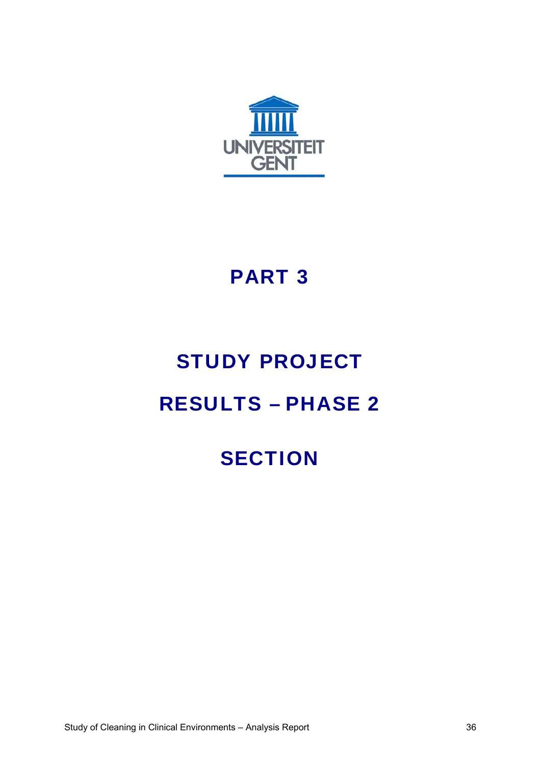UNIVERSITEIT GENT

# PART 3

# STUDY PROJECT

# RESULTS – PHASE 2

# SECTION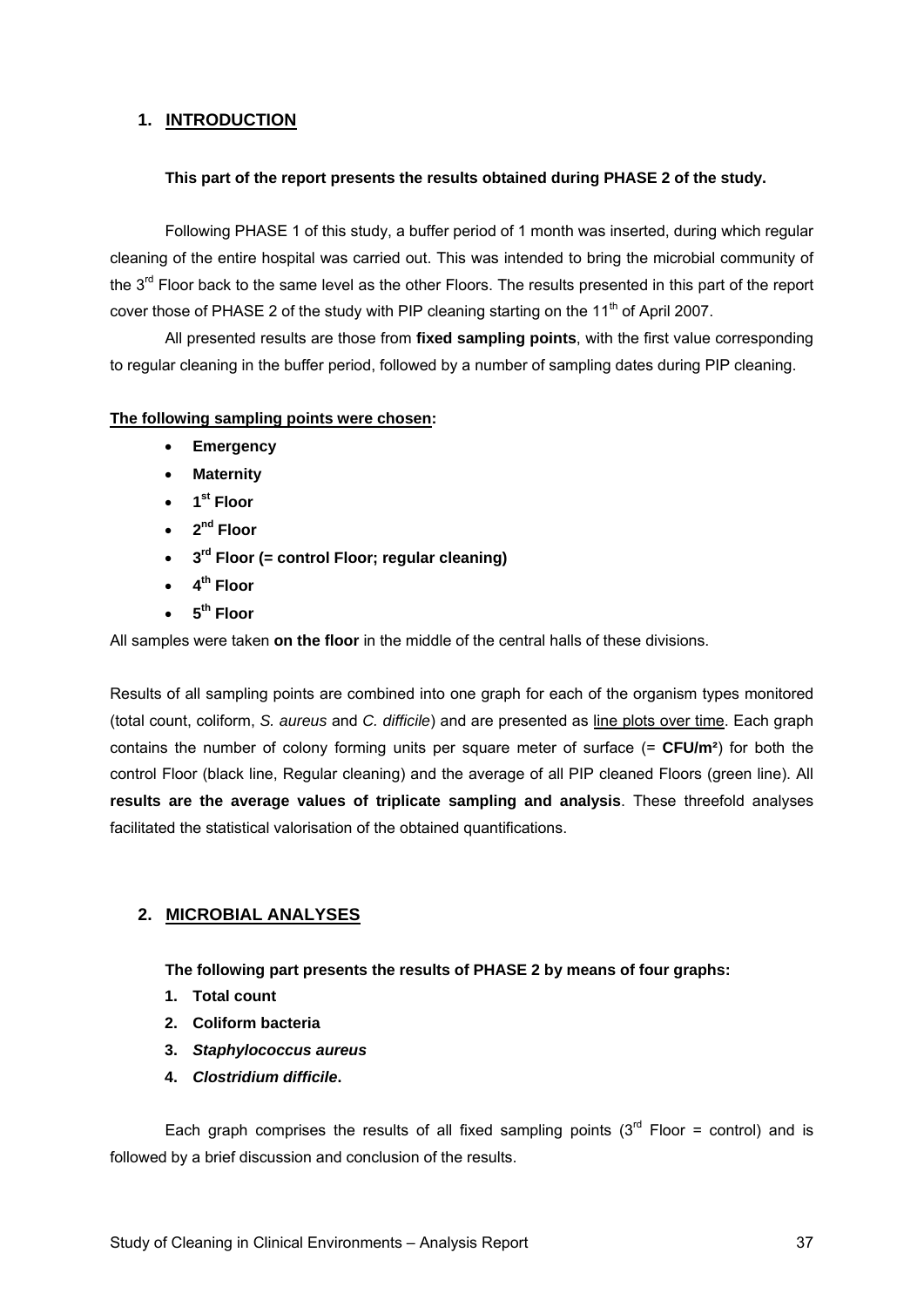## 1. INTRODUCTION

**This part of the report presents the results obtained during PHASE 2 of the study.**

Following PHASE 1 of this study, a buffer period of 1 month was inserted, during which regular cleaning of the entire hospital was carried out. This was intended to bring the microbial community of the 3rd Floor back to the same level as the other Floors. The results presented in this part of the report cover those of PHASE 2 of the study with PIP cleaning starting on the 11th of April 2007.

All presented results are those from **fixed sampling points**, with the first value corresponding to regular cleaning in the buffer period, followed by a number of sampling dates during PIP cleaning.

**The following sampling points were chosen:**

- **Emergency**
- **Maternity**
- **1st Floor**
- **2nd Floor**
- **3rd Floor (= control Floor; regular cleaning)**
- **4th Floor**
- **5th Floor**

All samples were taken **on the floor** in the middle of the central halls of these divisions.

Results of all sampling points are combined into one graph for each of the organism types monitored (total count, coliform, *S. aureus* and *C. difficile*) and are presented as line plots over time. Each graph contains the number of colony forming units per square meter of surface (= **CFU/m²**) for both the control Floor (black line, Regular cleaning) and the average of all PIP cleaned Floors (green line). All **results are the average values of triplicate sampling and analysis**. These threefold analyses facilitated the statistical valorisation of the obtained quantifications.

## 2. MICROBIAL ANALYSES

**The following part presents the results of PHASE 2 by means of four graphs:**

1. **Total count**
2. **Coliform bacteria**
3. ***Staphylococcus aureus***
4. ***Clostridium difficile*.**

Each graph comprises the results of all fixed sampling points (3rd Floor = control) and is followed by a brief discussion and conclusion of the results.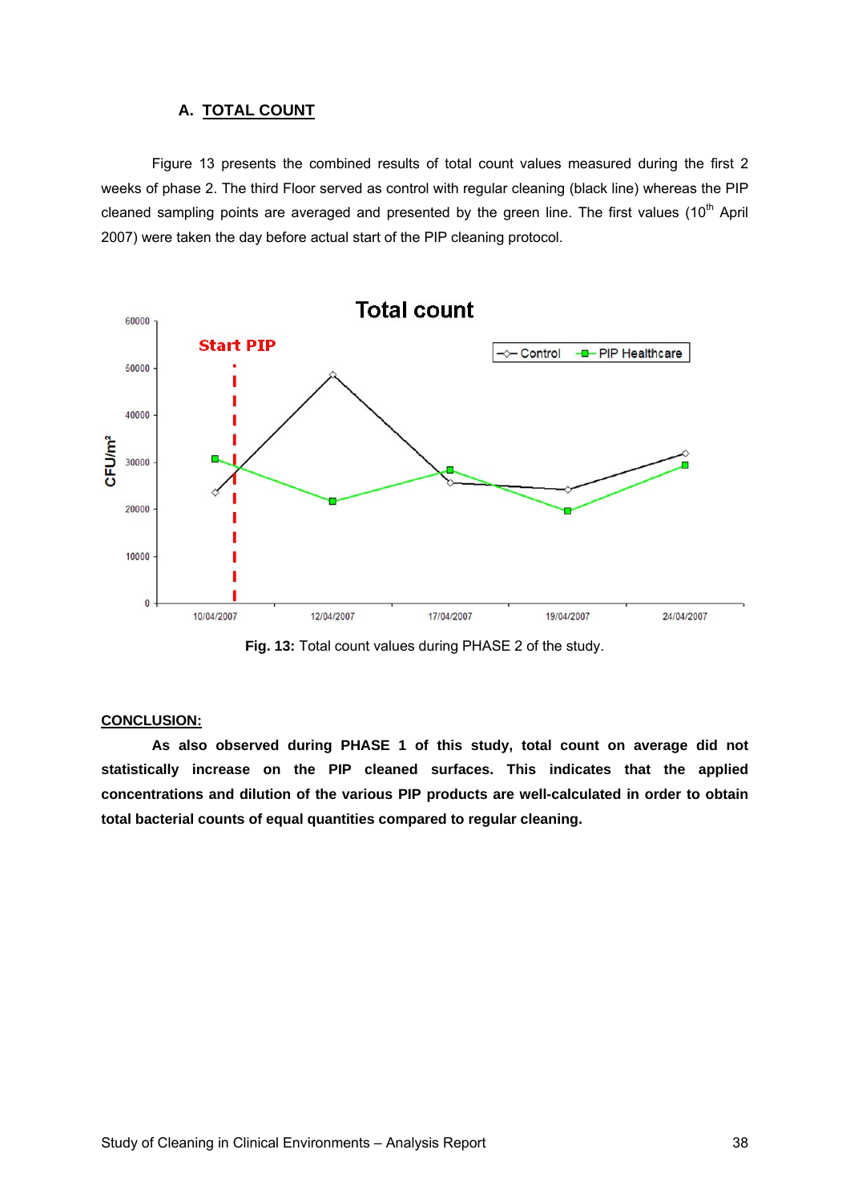### A. TOTAL COUNT

Figure 13 presents the combined results of total count values measured during the first 2 weeks of phase 2. The third Floor served as control with regular cleaning (black line) whereas the PIP cleaned sampling points are averaged and presented by the green line. The first values (10th April 2007) were taken the day before actual start of the PIP cleaning protocol.

**Fig. 13:** Total count values during PHASE 2 of the study.

**CONCLUSION:**

**As also observed during PHASE 1 of this study, total count on average did not statistically increase on the PIP cleaned surfaces. This indicates that the applied concentrations and dilution of the various PIP products are well-calculated in order to obtain total bacterial counts of equal quantities compared to regular cleaning.**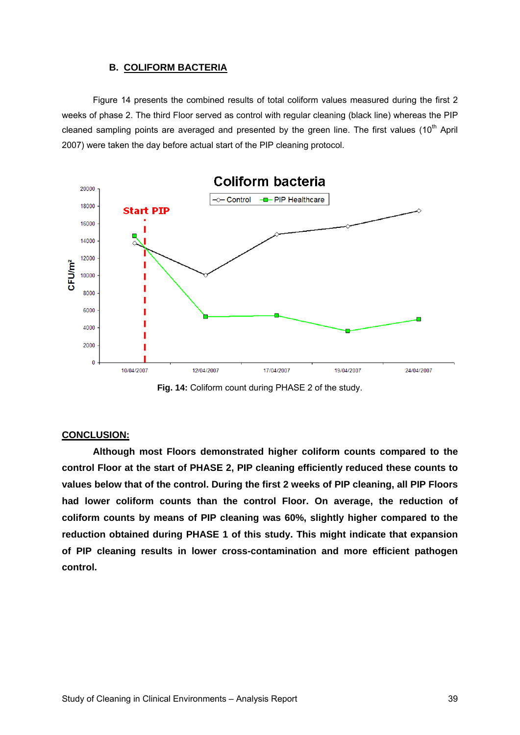### B. COLIFORM BACTERIA

Figure 14 presents the combined results of total coliform values measured during the first 2 weeks of phase 2. The third Floor served as control with regular cleaning (black line) whereas the PIP cleaned sampling points are averaged and presented by the green line. The first values (10$^{th}$ April 2007) were taken the day before actual start of the PIP cleaning protocol.

**Fig. 14:** Coliform count during PHASE 2 of the study.

**CONCLUSION:**

**Although most Floors demonstrated higher coliform counts compared to the control Floor at the start of PHASE 2, PIP cleaning efficiently reduced these counts to values below that of the control. During the first 2 weeks of PIP cleaning, all PIP Floors had lower coliform counts than the control Floor. On average, the reduction of coliform counts by means of PIP cleaning was 60%, slightly higher compared to the reduction obtained during PHASE 1 of this study. This might indicate that expansion of PIP cleaning results in lower cross-contamination and more efficient pathogen control.**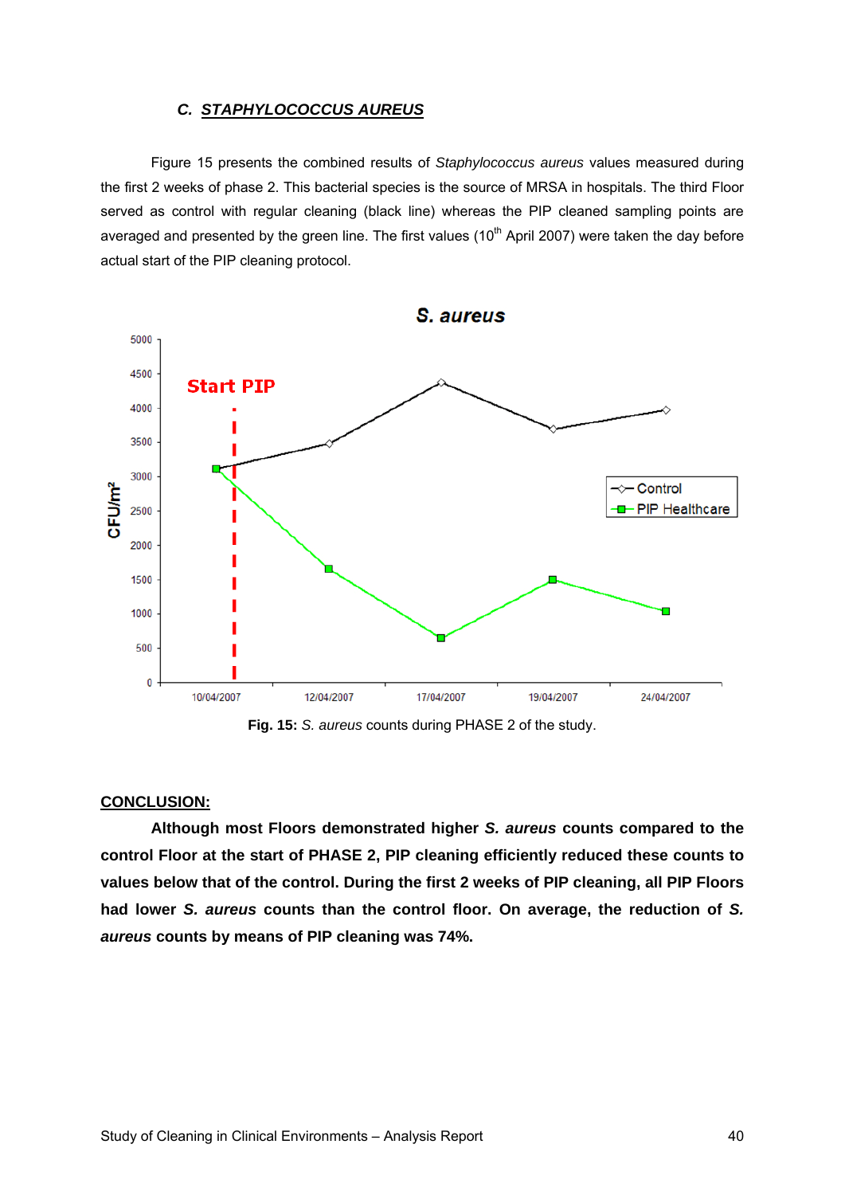### C. ***STAPHYLOCOCCUS AUREUS***

Figure 15 presents the combined results of *Staphylococcus aureus* values measured during the first 2 weeks of phase 2. This bacterial species is the source of MRSA in hospitals. The third Floor served as control with regular cleaning (black line) whereas the PIP cleaned sampling points are averaged and presented by the green line. The first values (10th April 2007) were taken the day before actual start of the PIP cleaning protocol.

**Fig. 15:** *S. aureus* counts during PHASE 2 of the study.

**CONCLUSION:**

**Although most Floors demonstrated higher *S. aureus* counts compared to the control Floor at the start of PHASE 2, PIP cleaning efficiently reduced these counts to values below that of the control. During the first 2 weeks of PIP cleaning, all PIP Floors had lower *S. aureus* counts than the control floor. On average, the reduction of *S. aureus* counts by means of PIP cleaning was 74%.**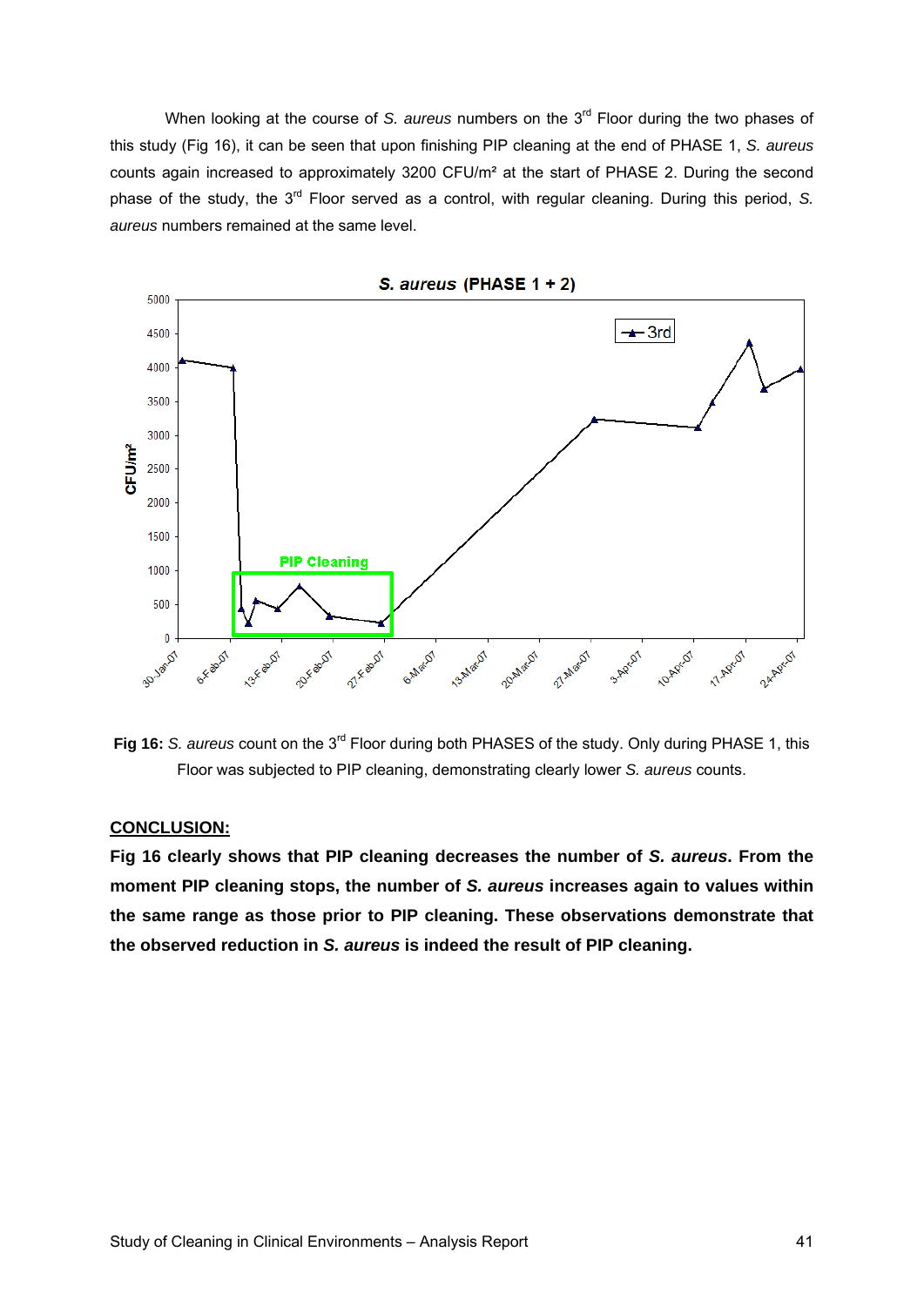When looking at the course of *S. aureus* numbers on the 3rd Floor during the two phases of this study (Fig 16), it can be seen that upon finishing PIP cleaning at the end of PHASE 1, *S. aureus* counts again increased to approximately 3200 CFU/m² at the start of PHASE 2. During the second phase of the study, the 3rd Floor served as a control, with regular cleaning. During this period, *S. aureus* numbers remained at the same level.

**Fig 16:** *S. aureus* count on the 3rd Floor during both PHASES of the study. Only during PHASE 1, this Floor was subjected to PIP cleaning, demonstrating clearly lower *S. aureus* counts.

**CONCLUSION:**

**Fig 16 clearly shows that PIP cleaning decreases the number of *S. aureus*. From the moment PIP cleaning stops, the number of *S. aureus* increases again to values within the same range as those prior to PIP cleaning. These observations demonstrate that the observed reduction in *S. aureus* is indeed the result of PIP cleaning.**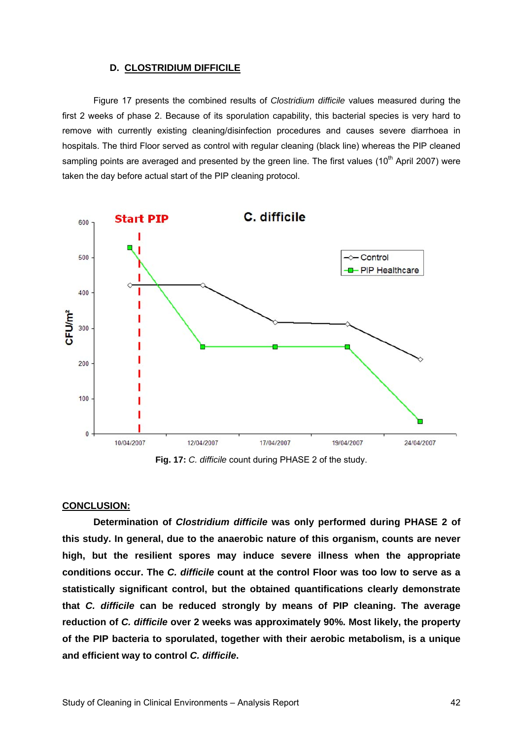### D. CLOSTRIDIUM DIFFICILE

Figure 17 presents the combined results of *Clostridium difficile* values measured during the first 2 weeks of phase 2. Because of its sporulation capability, this bacterial species is very hard to remove with currently existing cleaning/disinfection procedures and causes severe diarrhoea in hospitals. The third Floor served as control with regular cleaning (black line) whereas the PIP cleaned sampling points are averaged and presented by the green line. The first values (10th April 2007) were taken the day before actual start of the PIP cleaning protocol.

**Fig. 17:** *C. difficile* count during PHASE 2 of the study.

**CONCLUSION:**

**Determination of *Clostridium difficile* was only performed during PHASE 2 of this study. In general, due to the anaerobic nature of this organism, counts are never high, but the resilient spores may induce severe illness when the appropriate conditions occur. The *C. difficile* count at the control Floor was too low to serve as a statistically significant control, but the obtained quantifications clearly demonstrate that *C. difficile* can be reduced strongly by means of PIP cleaning. The average reduction of *C. difficile* over 2 weeks was approximately 90%. Most likely, the property of the PIP bacteria to sporulated, together with their aerobic metabolism, is a unique and efficient way to control *C. difficile*.**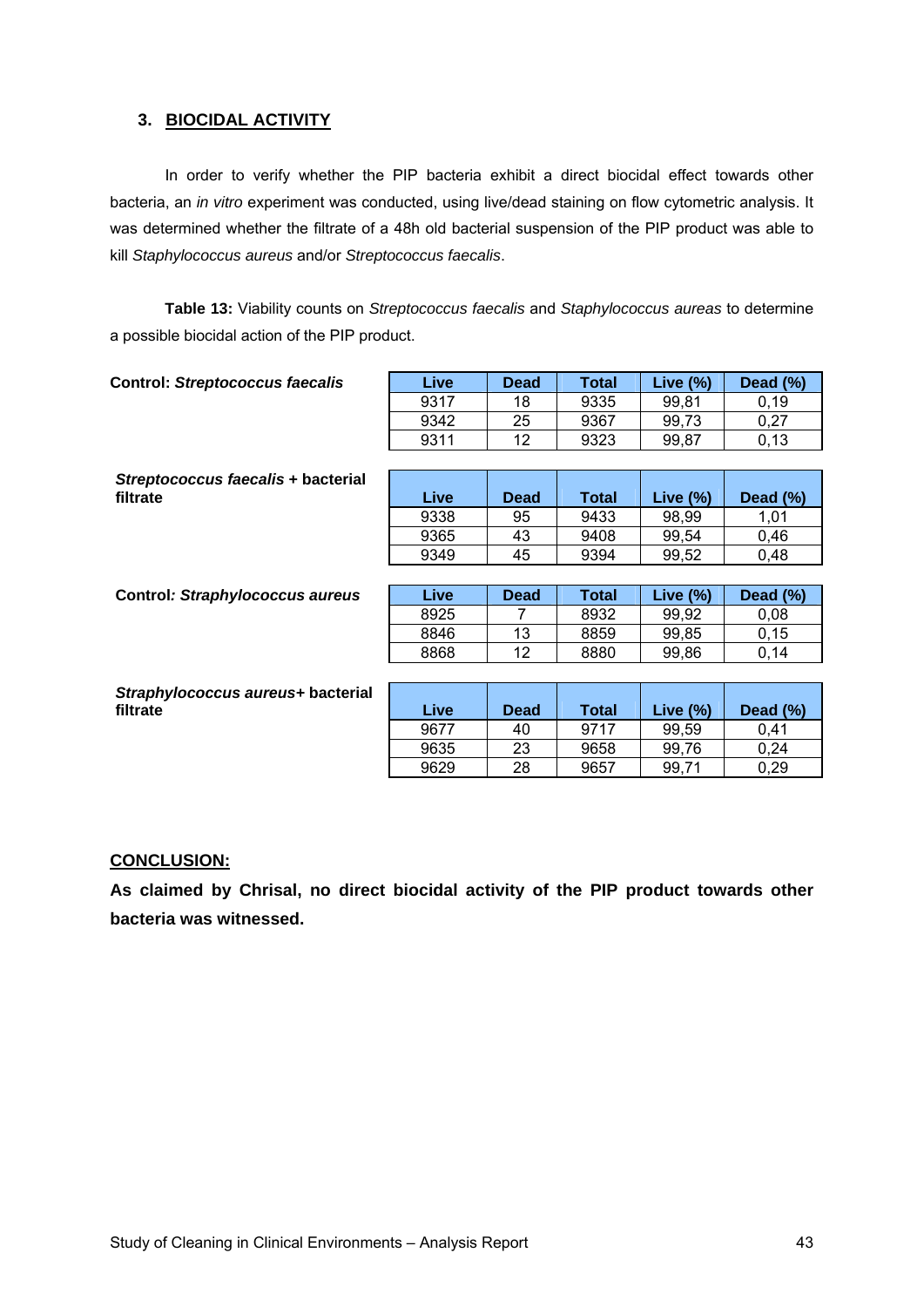## 3. BIOCIDAL ACTIVITY

In order to verify whether the PIP bacteria exhibit a direct biocidal effect towards other bacteria, an *in vitro* experiment was conducted, using live/dead staining on flow cytometric analysis. It was determined whether the filtrate of a 48h old bacterial suspension of the PIP product was able to kill *Staphylococcus aureus* and/or *Streptococcus faecalis*.

**Table 13:** Viability counts on *Streptococcus faecalis* and *Staphylococcus aureas* to determine a possible biocidal action of the PIP product.

**Control: *Streptococcus faecalis***

| Live | Dead | Total | Live (%) | Dead (%) |
|---|---|---|---|---|
| 9317 | 18 | 9335 | 99,81 | 0,19 |
| 9342 | 25 | 9367 | 99,73 | 0,27 |
| 9311 | 12 | 9323 | 99,87 | 0,13 |

***Streptococcus faecalis* + bacterial filtrate**

| Live | Dead | Total | Live (%) | Dead (%) |
|---|---|---|---|---|
| 9338 | 95 | 9433 | 98,99 | 1,01 |
| 9365 | 43 | 9408 | 99,54 | 0,46 |
| 9349 | 45 | 9394 | 99,52 | 0,48 |

**Control: *Straphylococcus aureus***

| Live | Dead | Total | Live (%) | Dead (%) |
|---|---|---|---|---|
| 8925 | 7 | 8932 | 99,92 | 0,08 |
| 8846 | 13 | 8859 | 99,85 | 0,15 |
| 8868 | 12 | 8880 | 99,86 | 0,14 |

***Straphylococcus aureus*+ bacterial filtrate**

| Live | Dead | Total | Live (%) | Dead (%) |
|---|---|---|---|---|
| 9677 | 40 | 9717 | 99,59 | 0,41 |
| 9635 | 23 | 9658 | 99,76 | 0,24 |
| 9629 | 28 | 9657 | 99,71 | 0,29 |

**CONCLUSION:**

**As claimed by Chrisal, no direct biocidal activity of the PIP product towards other bacteria was witnessed.**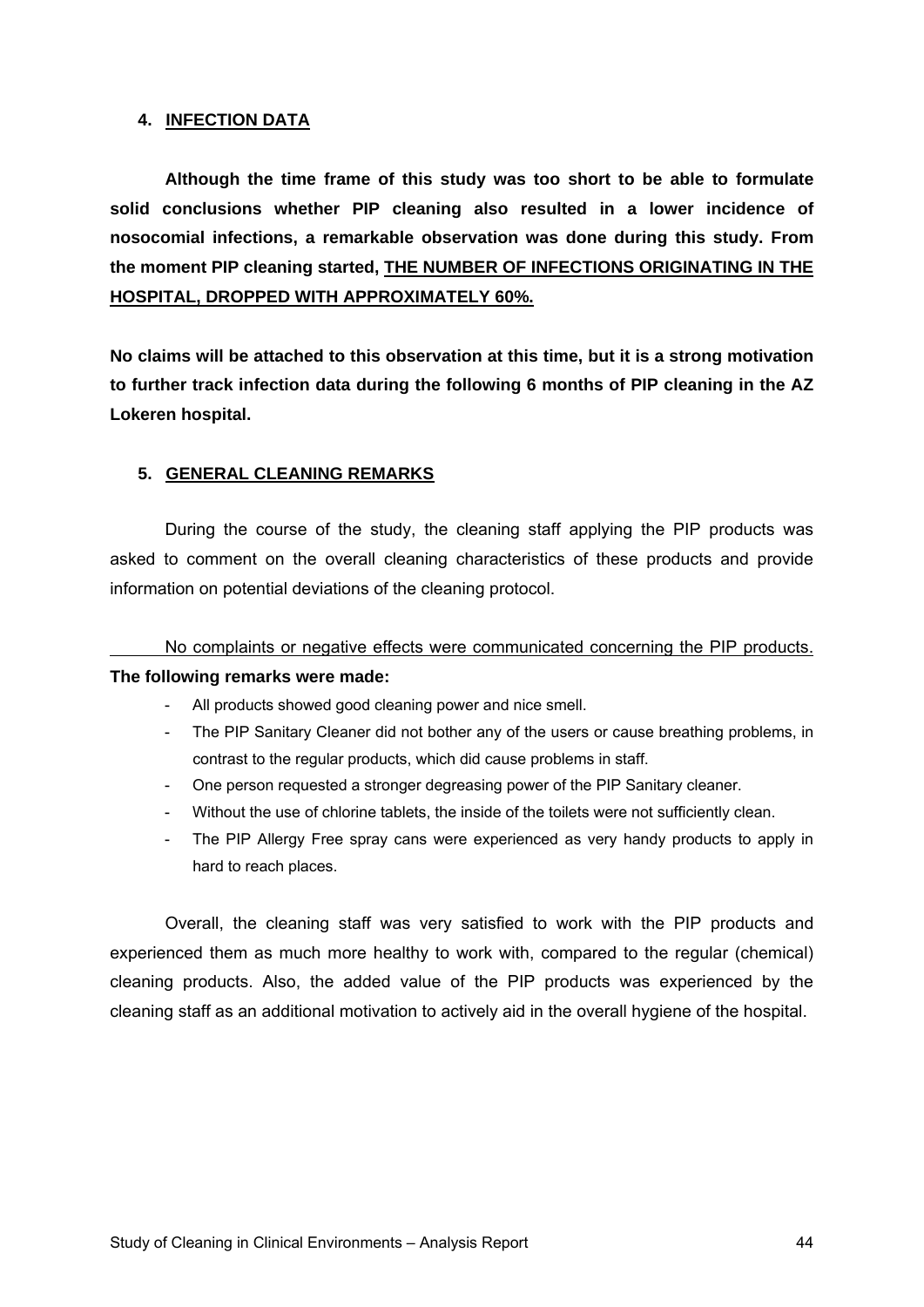## 4. INFECTION DATA

**Although the time frame of this study was too short to be able to formulate solid conclusions whether PIP cleaning also resulted in a lower incidence of nosocomial infections, a remarkable observation was done during this study. From the moment PIP cleaning started, <u>THE NUMBER OF INFECTIONS ORIGINATING IN THE HOSPITAL, DROPPED WITH APPROXIMATELY 60%.</u>**

**No claims will be attached to this observation at this time, but it is a strong motivation to further track infection data during the following 6 months of PIP cleaning in the AZ Lokeren hospital.**

## 5. GENERAL CLEANING REMARKS

During the course of the study, the cleaning staff applying the PIP products was asked to comment on the overall cleaning characteristics of these products and provide information on potential deviations of the cleaning protocol.

<u>No complaints or negative effects were communicated concerning the PIP products.</u> **The following remarks were made:**

- All products showed good cleaning power and nice smell.
- The PIP Sanitary Cleaner did not bother any of the users or cause breathing problems, in contrast to the regular products, which did cause problems in staff.
- One person requested a stronger degreasing power of the PIP Sanitary cleaner.
- Without the use of chlorine tablets, the inside of the toilets were not sufficiently clean.
- The PIP Allergy Free spray cans were experienced as very handy products to apply in hard to reach places.

Overall, the cleaning staff was very satisfied to work with the PIP products and experienced them as much more healthy to work with, compared to the regular (chemical) cleaning products. Also, the added value of the PIP products was experienced by the cleaning staff as an additional motivation to actively aid in the overall hygiene of the hospital.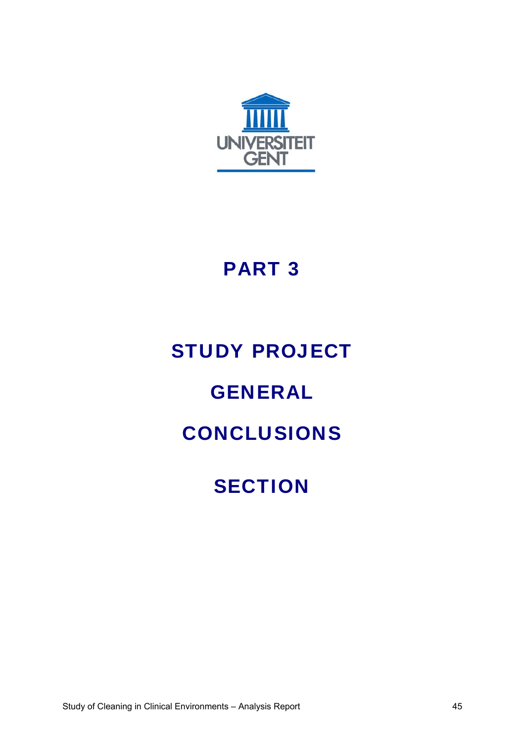UNIVERSITEIT GENT

# PART 3

# STUDY PROJECT

# GENERAL

# CONCLUSIONS

# SECTION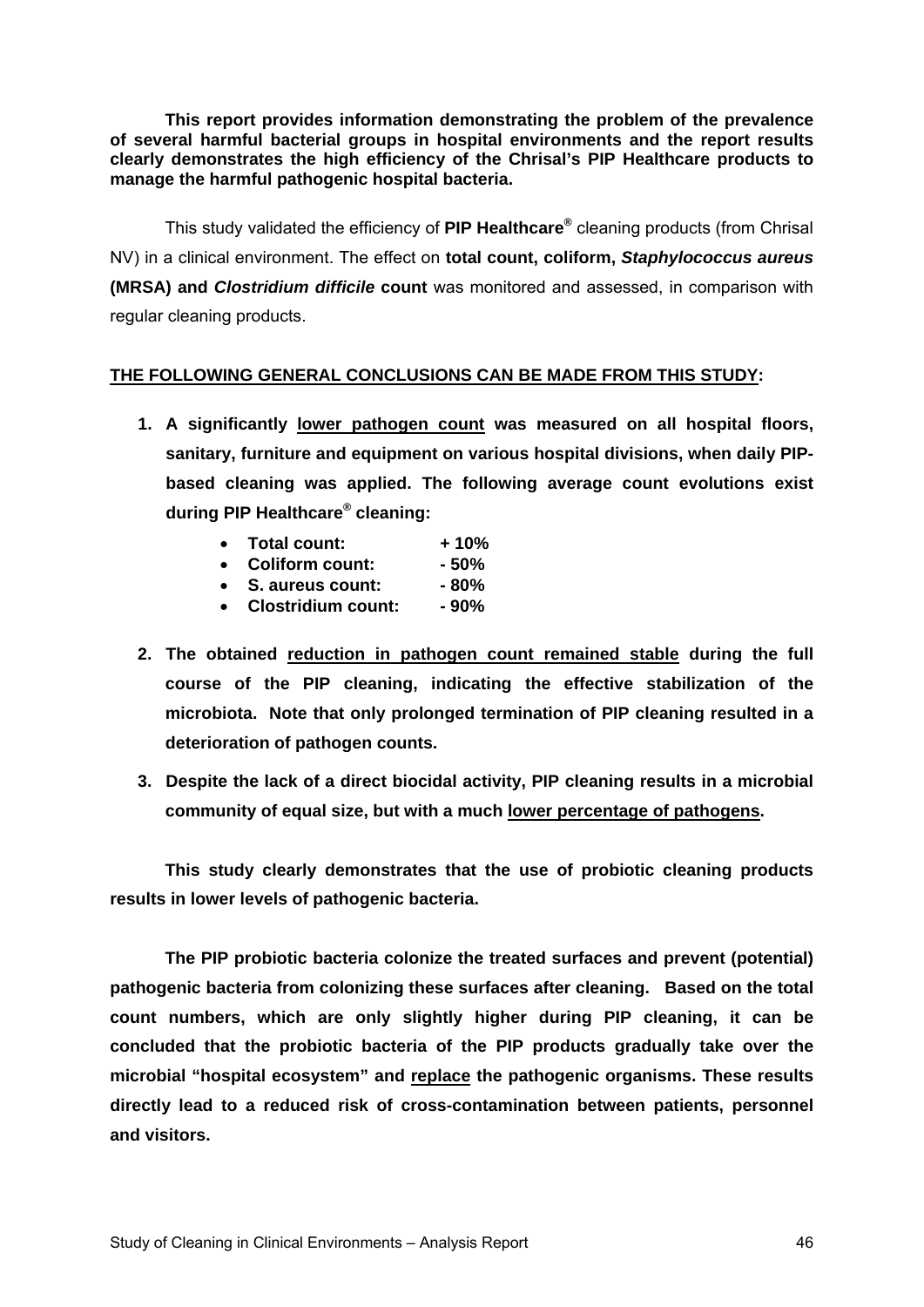**This report provides information demonstrating the problem of the prevalence of several harmful bacterial groups in hospital environments and the report results clearly demonstrates the high efficiency of the Chrisal's PIP Healthcare products to manage the harmful pathogenic hospital bacteria.**

This study validated the efficiency of **PIP Healthcare®** cleaning products (from Chrisal NV) in a clinical environment. The effect on **total count, coliform, *Staphylococcus aureus* (MRSA) and *Clostridium difficile* count** was monitored and assessed, in comparison with regular cleaning products.

**<u>THE FOLLOWING GENERAL CONCLUSIONS CAN BE MADE FROM THIS STUDY</u>:**

1. **A significantly <u>lower pathogen count</u> was measured on all hospital floors, sanitary, furniture and equipment on various hospital divisions, when daily PIP-based cleaning was applied. The following average count evolutions exist during PIP Healthcare® cleaning:**
   - **Total count: + 10%**
   - **Coliform count: - 50%**
   - **S. aureus count: - 80%**
   - **Clostridium count: - 90%**
2. **The obtained <u>reduction in pathogen count remained stable</u> during the full course of the PIP cleaning, indicating the effective stabilization of the microbiota. Note that only prolonged termination of PIP cleaning resulted in a deterioration of pathogen counts.**
3. **Despite the lack of a direct biocidal activity, PIP cleaning results in a microbial community of equal size, but with a much <u>lower percentage of pathogens</u>.**

**This study clearly demonstrates that the use of probiotic cleaning products results in lower levels of pathogenic bacteria.**

**The PIP probiotic bacteria colonize the treated surfaces and prevent (potential) pathogenic bacteria from colonizing these surfaces after cleaning. Based on the total count numbers, which are only slightly higher during PIP cleaning, it can be concluded that the probiotic bacteria of the PIP products gradually take over the microbial "hospital ecosystem" and <u>replace</u> the pathogenic organisms. These results directly lead to a reduced risk of cross-contamination between patients, personnel and visitors.**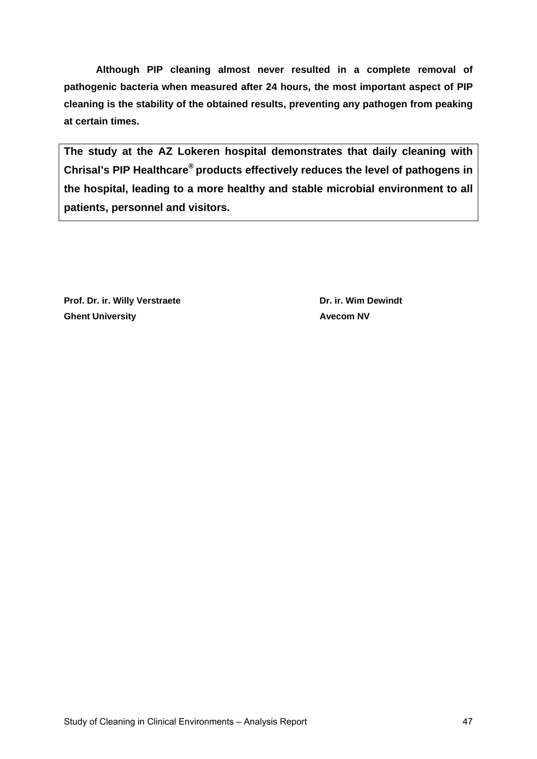**Although PIP cleaning almost never resulted in a complete removal of pathogenic bacteria when measured after 24 hours, the most important aspect of PIP cleaning is the stability of the obtained results, preventing any pathogen from peaking at certain times.**

**The study at the AZ Lokeren hospital demonstrates that daily cleaning with Chrisal's PIP Healthcare® products effectively reduces the level of pathogens in the hospital, leading to a more healthy and stable microbial environment to all patients, personnel and visitors.**

**Prof. Dr. ir. Willy Verstraete**
**Ghent University**

**Dr. ir. Wim Dewindt**
**Avecom NV**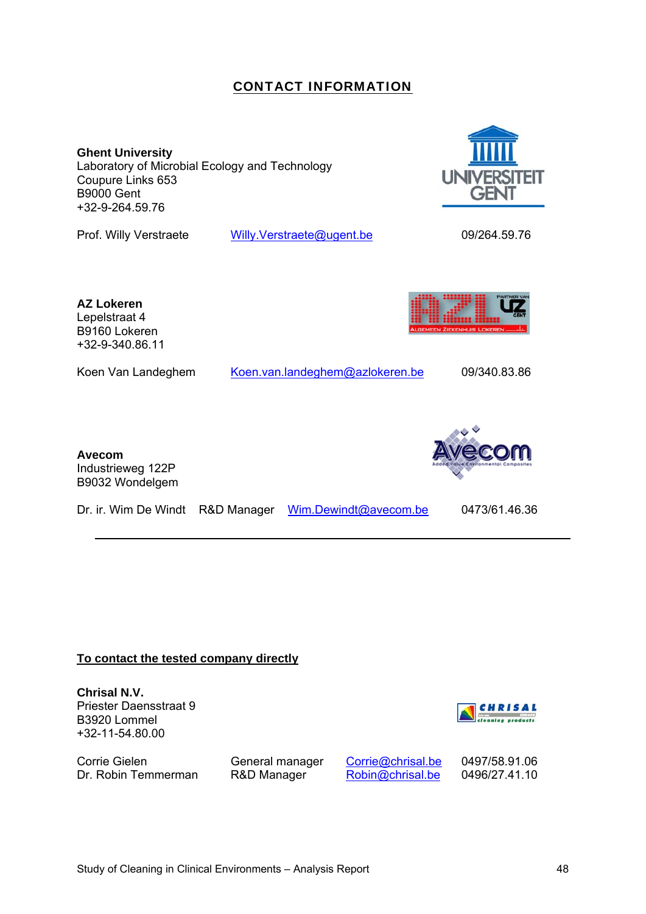## CONTACT INFORMATION

**Ghent University**
Laboratory of Microbial Ecology and Technology
Coupure Links 653
B9000 Gent
+32-9-264.59.76

| | | |
|---|---|---|
| Prof. Willy Verstraete | Willy.Verstraete@ugent.be | 09/264.59.76 |

**AZ Lokeren**
Lepelstraat 4
B9160 Lokeren
+32-9-340.86.11

| | | |
|---|---|---|
| Koen Van Landeghem | Koen.van.landeghem@azlokeren.be | 09/340.83.86 |

**Avecom**
Industrieweg 122P
B9032 Wondelgem

| | | | |
|---|---|---|---|
| Dr. ir. Wim De Windt | R&D Manager | Wim.Dewindt@avecom.be | 0473/61.46.36 |

---

**To contact the tested company directly**

**Chrisal N.V.**
Priester Daensstraat 9
B3920 Lommel
+32-11-54.80.00

| | | | |
|---|---|---|---|
| Corrie Gielen | General manager | Corrie@chrisal.be | 0497/58.91.06 |
| Dr. Robin Temmerman | R&D Manager | Robin@chrisal.be | 0496/27.41.10 |